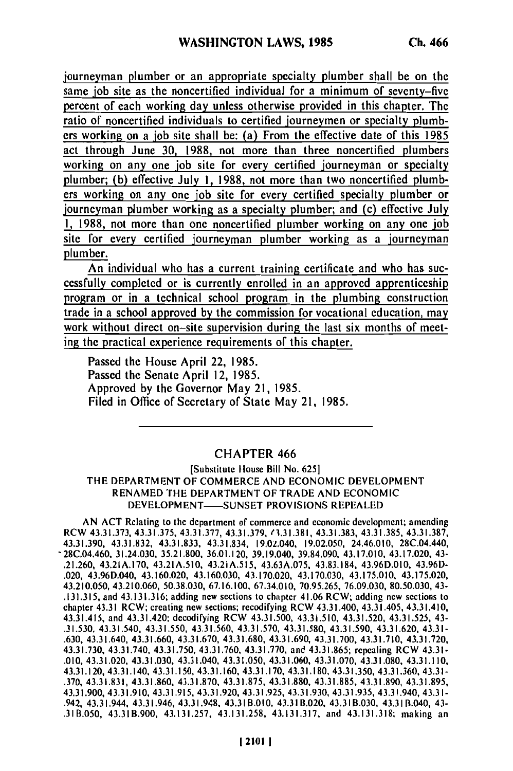journeyman plumber or an appropriate specialty plumber shall be on the same job site as the noncertified individual for a minimum of seventy-five percent of each working day unless otherwise provided in this chapter. The ratio of noncertified individuals to certified journeymen or specialty plumbers working on a job site shall be: (a) From the effective date of this 1985 act through June 30, 1988, not more than three noncertified plumbers working on any one job site for every certified journeyman or specialty plumber; (b) effective July 1, 1988, not more than two noncertified plumbers working on any one job site for every certified specialty plumber or journeyman plumber working as a specialty plumber; and (c) effective July 1, 1988, not more than one noncertified plumber working on any one job site for every certified journeyman plumber working as a journeyman plumber.

An individual who has a current training certificate and who has successfully completed or is currently enrolled in an approved apprenticeship program or in a technical school program in the plumbing construction trade in a school approved by the commission for vocational education, may work without direct on-site supervision during the last six months of meeting the practical experience requirements of this chapter.

Passed the House April 22, 1985.
Passed the Senate April 12, 1985.
Approved by the Governor May 21, 1985.
Filed in Office of Secretary of State May 21, 1985.

---

## CHAPTER 466

[Substitute House Bill No. 625]

### THE DEPARTMENT OF COMMERCE AND ECONOMIC DEVELOPMENT RENAMED THE DEPARTMENT OF TRADE AND ECONOMIC DEVELOPMENT——SUNSET PROVISIONS REPEALED

AN ACT Relating to the department of commerce and economic development; amending RCW 43.31.373, 43.31.375, 43.31.377, 43.31.379, 43.31.381, 43.31.383, 43.31.385, 43.31.387, 43.31.390, 43.31.832, 43.31.833, 43.31.834, 19.02.040, 19.02.050, 24.46.010, 28C.04.440, 28C.04.460, 31.24.030, 35.21.800, 36.01.120, 39.19.040, 39.84.090, 43.17.010, 43.17.020, 43.21.260, 43.21A.170, 43.21A.510, 43.21A.515, 43.63A.075, 43.83.184, 43.96D.010, 43.96D.020, 43.96D.040, 43.160.020, 43.160.030, 43.170.020, 43.170.030, 43.175.010, 43.175.020, 43.210.050, 43.210.060, 50.38.030, 67.16.100, 67.34.010, 70.95.265, 76.09.030, 80.50.030, 43.131.315, and 43.131.316; adding new sections to chapter 41.06 RCW; adding new sections to chapter 43.31 RCW; creating new sections; recodifying RCW 43.31.400, 43.31.405, 43.31.410, 43.31.415, and 43.31.420; decodifying RCW 43.31.500, 43.31.510, 43.31.520, 43.31.525, 43.31.530, 43.31.540, 43.31.550, 43.31.560, 43.31.570, 43.31.580, 43.31.590, 43.31.620, 43.31.630, 43.31.640, 43.31.660, 43.31.670, 43.31.680, 43.31.690, 43.31.700, 43.31.710, 43.31.720, 43.31.730, 43.31.740, 43.31.750, 43.31.760, 43.31.770, and 43.31.865; repealing RCW 43.31.010, 43.31.020, 43.31.030, 43.31.040, 43.31.050, 43.31.060, 43.31.070, 43.31.080, 43.31.110, 43.31.120, 43.31.140, 43.31.150, 43.31.160, 43.31.170, 43.31.180, 43.31.350, 43.31.360, 43.31.370, 43.31.831, 43.31.860, 43.31.870, 43.31.875, 43.31.880, 43.31.885, 43.31.890, 43.31.895, 43.31.900, 43.31.910, 43.31.915, 43.31.920, 43.31.925, 43.31.930, 43.31.935, 43.31.940, 43.31.942, 43.31.944, 43.31.946, 43.31.948, 43.31B.010, 43.31B.020, 43.31B.030, 43.31B.040, 43.31B.050, 43.31B.900, 43.131.257, 43.131.258, 43.131.317, and 43.131.318; making an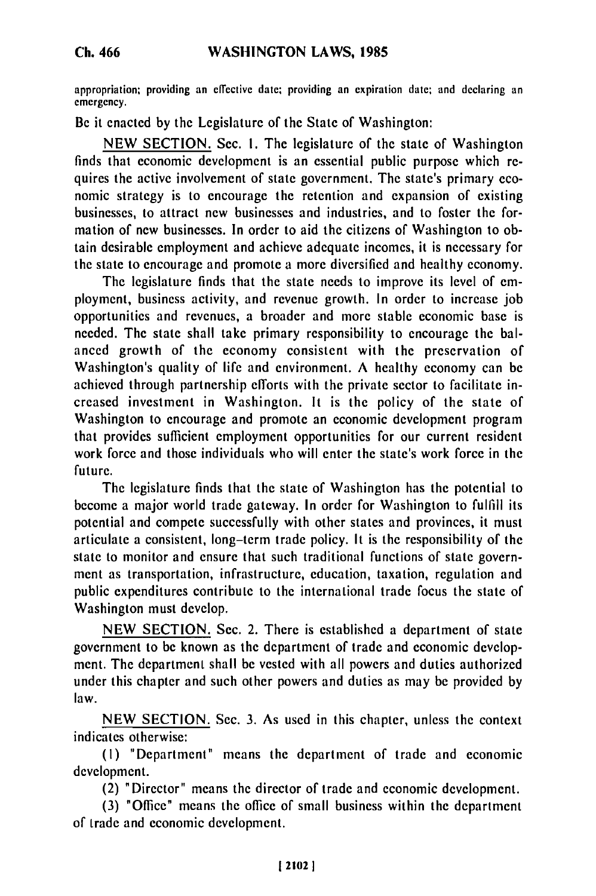appropriation; providing an effective date; providing an expiration date; and declaring an emergency.

Be it enacted by the Legislature of the State of Washington:

NEW SECTION. Sec. 1. The legislature of the state of Washington finds that economic development is an essential public purpose which requires the active involvement of state government. The state's primary economic strategy is to encourage the retention and expansion of existing businesses, to attract new businesses and industries, and to foster the formation of new businesses. In order to aid the citizens of Washington to obtain desirable employment and achieve adequate incomes, it is necessary for the state to encourage and promote a more diversified and healthy economy.

The legislature finds that the state needs to improve its level of employment, business activity, and revenue growth. In order to increase job opportunities and revenues, a broader and more stable economic base is needed. The state shall take primary responsibility to encourage the balanced growth of the economy consistent with the preservation of Washington's quality of life and environment. A healthy economy can be achieved through partnership efforts with the private sector to facilitate increased investment in Washington. It is the policy of the state of Washington to encourage and promote an economic development program that provides sufficient employment opportunities for our current resident work force and those individuals who will enter the state's work force in the future.

The legislature finds that the state of Washington has the potential to become a major world trade gateway. In order for Washington to fulfill its potential and compete successfully with other states and provinces, it must articulate a consistent, long-term trade policy. It is the responsibility of the state to monitor and ensure that such traditional functions of state government as transportation, infrastructure, education, taxation, regulation and public expenditures contribute to the international trade focus the state of Washington must develop.

NEW SECTION. Sec. 2. There is established a department of state government to be known as the department of trade and economic development. The department shall be vested with all powers and duties authorized under this chapter and such other powers and duties as may be provided by law.

NEW SECTION. Sec. 3. As used in this chapter, unless the context indicates otherwise:

(1) "Department" means the department of trade and economic development.

(2) "Director" means the director of trade and economic development.

(3) "Office" means the office of small business within the department of trade and economic development.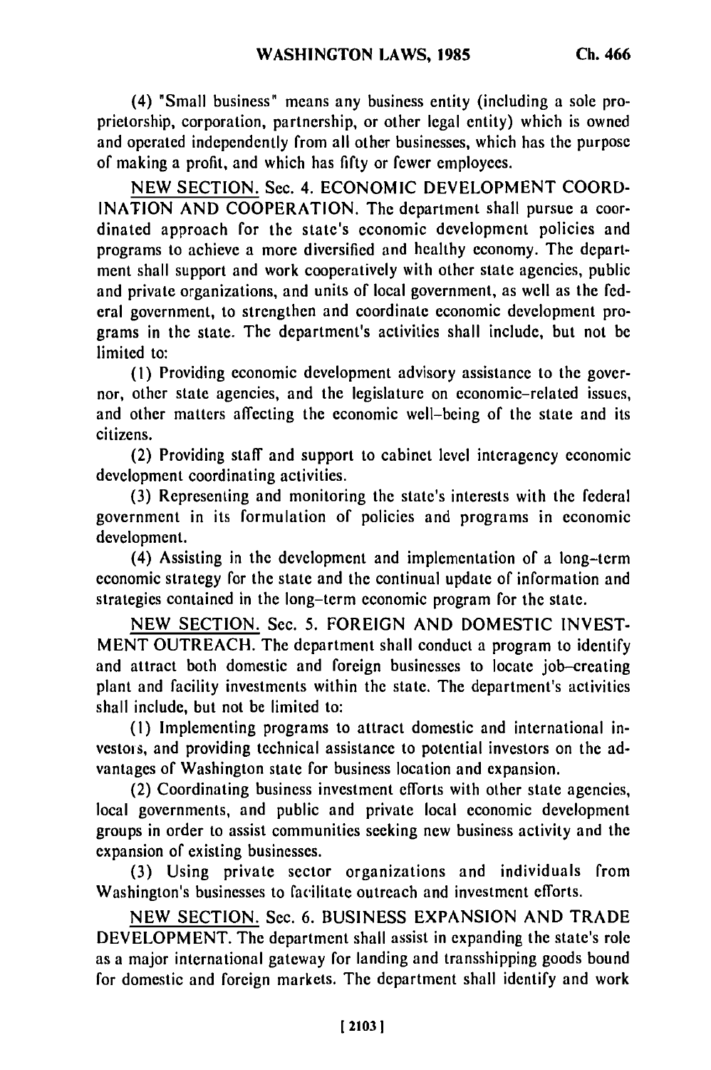(4) "Small business" means any business entity (including a sole proprietorship, corporation, partnership, or other legal entity) which is owned and operated independently from all other businesses, which has the purpose of making a profit, and which has fifty or fewer employees.

NEW SECTION. Sec. 4. ECONOMIC DEVELOPMENT COORDINATION AND COOPERATION. The department shall pursue a coordinated approach for the state's economic development policies and programs to achieve a more diversified and healthy economy. The department shall support and work cooperatively with other state agencies, public and private organizations, and units of local government, as well as the federal government, to strengthen and coordinate economic development programs in the state. The department's activities shall include, but not be limited to:

(1) Providing economic development advisory assistance to the governor, other state agencies, and the legislature on economic-related issues, and other matters affecting the economic well-being of the state and its citizens.

(2) Providing staff and support to cabinet level interagency economic development coordinating activities.

(3) Representing and monitoring the state's interests with the federal government in its formulation of policies and programs in economic development.

(4) Assisting in the development and implementation of a long-term economic strategy for the state and the continual update of information and strategies contained in the long-term economic program for the state.

NEW SECTION. Sec. 5. FOREIGN AND DOMESTIC INVESTMENT OUTREACH. The department shall conduct a program to identify and attract both domestic and foreign businesses to locate job-creating plant and facility investments within the state. The department's activities shall include, but not be limited to:

(1) Implementing programs to attract domestic and international investors, and providing technical assistance to potential investors on the advantages of Washington state for business location and expansion.

(2) Coordinating business investment efforts with other state agencies, local governments, and public and private local economic development groups in order to assist communities seeking new business activity and the expansion of existing businesses.

(3) Using private sector organizations and individuals from Washington's businesses to facilitate outreach and investment efforts.

NEW SECTION. Sec. 6. BUSINESS EXPANSION AND TRADE DEVELOPMENT. The department shall assist in expanding the state's role as a major international gateway for landing and transshipping goods bound for domestic and foreign markets. The department shall identify and work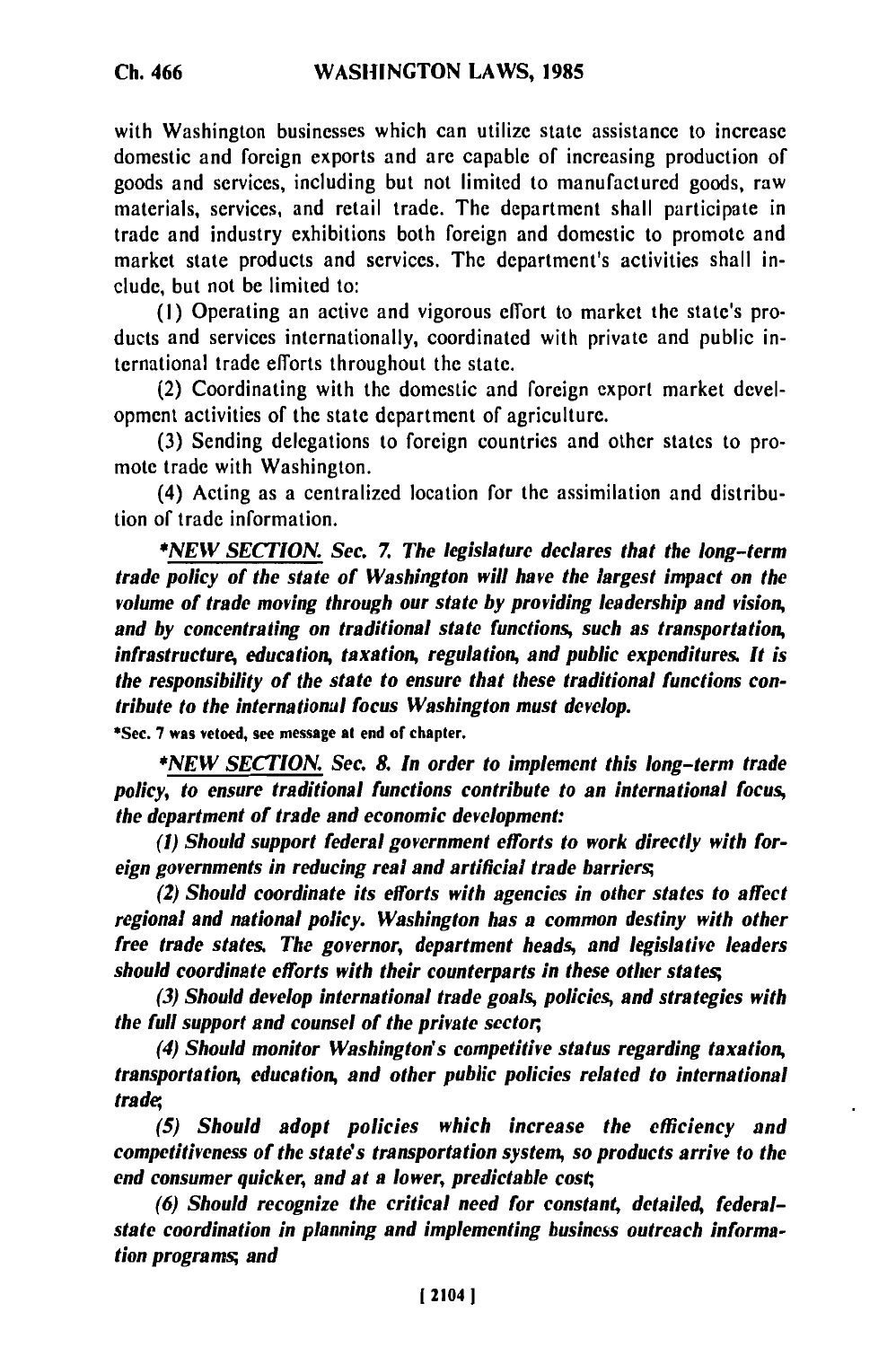with Washington businesses which can utilize state assistance to increase domestic and foreign exports and are capable of increasing production of goods and services, including but not limited to manufactured goods, raw materials, services, and retail trade. The department shall participate in trade and industry exhibitions both foreign and domestic to promote and market state products and services. The department's activities shall include, but not be limited to:

(1) Operating an active and vigorous effort to market the state's products and services internationally, coordinated with private and public international trade efforts throughout the state.

(2) Coordinating with the domestic and foreign export market development activities of the state department of agriculture.

(3) Sending delegations to foreign countries and other states to promote trade with Washington.

(4) Acting as a centralized location for the assimilation and distribution of trade information.

**\*NEW SECTION.** *Sec. 7. The legislature declares that the long-term trade policy of the state of Washington will have the largest impact on the volume of trade moving through our state by providing leadership and vision, and by concentrating on traditional state functions, such as transportation, infrastructure, education, taxation, regulation, and public expenditures. It is the responsibility of the state to ensure that these traditional functions contribute to the international focus Washington must develop.*

\*Sec. 7 was vetoed, see message at end of chapter.

**\*NEW SECTION.** *Sec. 8. In order to implement this long-term trade policy, to ensure traditional functions contribute to an international focus, the department of trade and economic development:*

*(1) Should support federal government efforts to work directly with foreign governments in reducing real and artificial trade barriers;*

*(2) Should coordinate its efforts with agencies in other states to affect regional and national policy. Washington has a common destiny with other free trade states. The governor, department heads, and legislative leaders should coordinate efforts with their counterparts in these other states;*

*(3) Should develop international trade goals, policies, and strategies with the full support and counsel of the private sector;*

*(4) Should monitor Washington's competitive status regarding taxation, transportation, education, and other public policies related to international trade;*

*(5) Should adopt policies which increase the efficiency and competitiveness of the state's transportation system, so products arrive to the end consumer quicker, and at a lower, predictable cost;*

*(6) Should recognize the critical need for constant, detailed, federal-state coordination in planning and implementing business outreach information programs; and*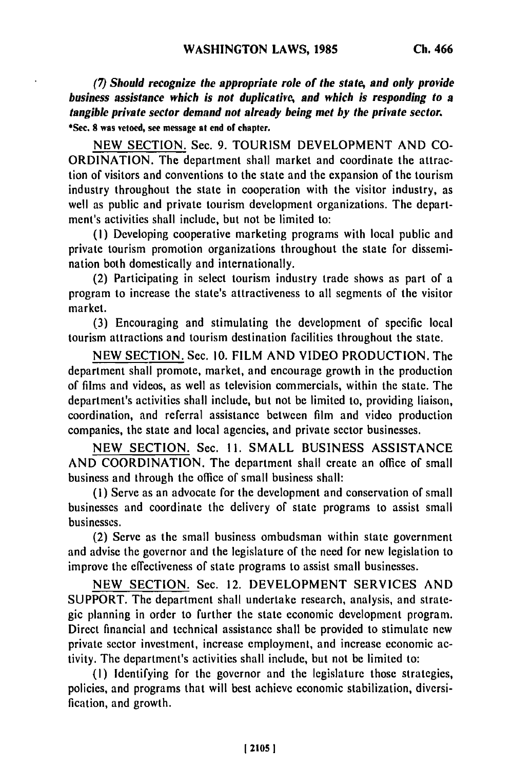*(7) Should recognize the appropriate role of the state, and only provide business assistance which is not duplicative, and which is responding to a tangible private sector demand not already being met by the private sector.*

*Sec. 8 was vetoed, see message at end of chapter.

NEW SECTION. Sec. 9. TOURISM DEVELOPMENT AND COORDINATION. The department shall market and coordinate the attraction of visitors and conventions to the state and the expansion of the tourism industry throughout the state in cooperation with the visitor industry, as well as public and private tourism development organizations. The department's activities shall include, but not be limited to:

(1) Developing cooperative marketing programs with local public and private tourism promotion organizations throughout the state for dissemination both domestically and internationally.

(2) Participating in select tourism industry trade shows as part of a program to increase the state's attractiveness to all segments of the visitor market.

(3) Encouraging and stimulating the development of specific local tourism attractions and tourism destination facilities throughout the state.

NEW SECTION. Sec. 10. FILM AND VIDEO PRODUCTION. The department shall promote, market, and encourage growth in the production of films and videos, as well as television commercials, within the state. The department's activities shall include, but not be limited to, providing liaison, coordination, and referral assistance between film and video production companies, the state and local agencies, and private sector businesses.

NEW SECTION. Sec. 11. SMALL BUSINESS ASSISTANCE AND COORDINATION. The department shall create an office of small business and through the office of small business shall:

(1) Serve as an advocate for the development and conservation of small businesses and coordinate the delivery of state programs to assist small businesses.

(2) Serve as the small business ombudsman within state government and advise the governor and the legislature of the need for new legislation to improve the effectiveness of state programs to assist small businesses.

NEW SECTION. Sec. 12. DEVELOPMENT SERVICES AND SUPPORT. The department shall undertake research, analysis, and strategic planning in order to further the state economic development program. Direct financial and technical assistance shall be provided to stimulate new private sector investment, increase employment, and increase economic activity. The department's activities shall include, but not be limited to:

(1) Identifying for the governor and the legislature those strategies, policies, and programs that will best achieve economic stabilization, diversification, and growth.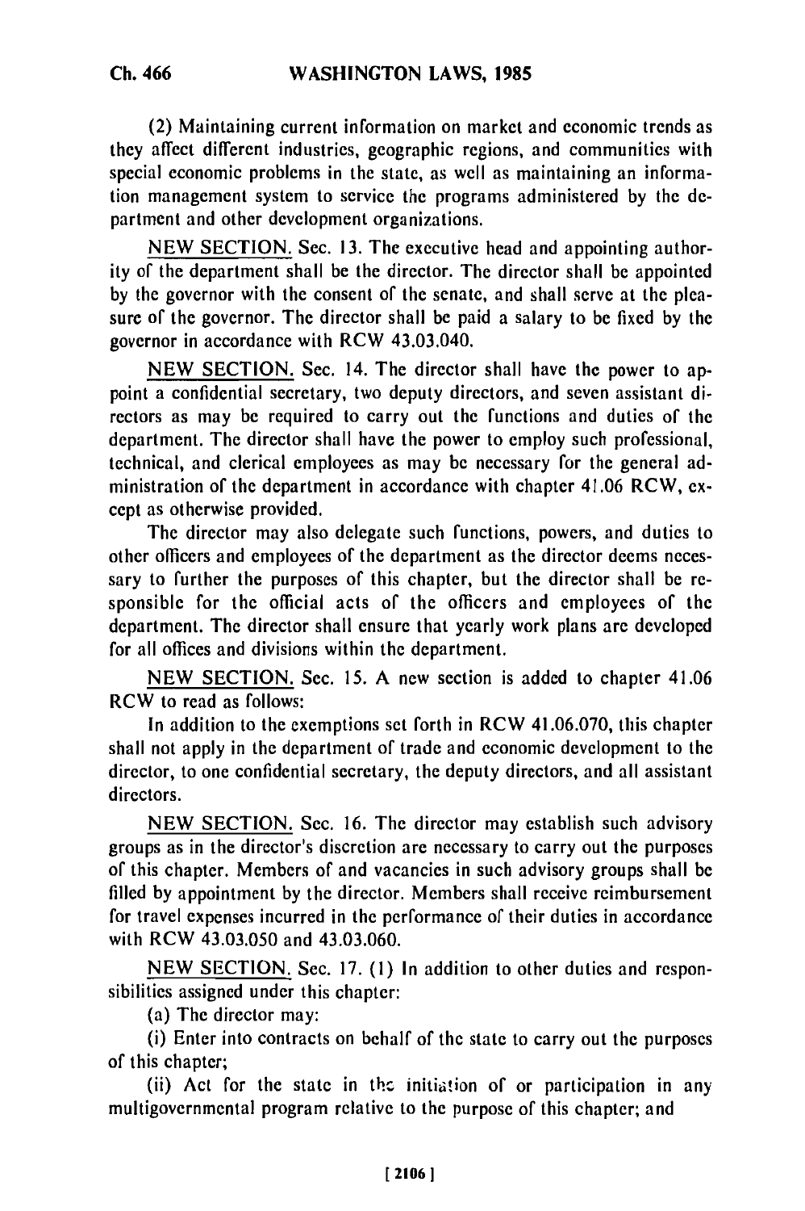(2) Maintaining current information on market and economic trends as they affect different industries, geographic regions, and communities with special economic problems in the state, as well as maintaining an information management system to service the programs administered by the department and other development organizations.

NEW SECTION. Sec. 13. The executive head and appointing authority of the department shall be the director. The director shall be appointed by the governor with the consent of the senate, and shall serve at the pleasure of the governor. The director shall be paid a salary to be fixed by the governor in accordance with RCW 43.03.040.

NEW SECTION. Sec. 14. The director shall have the power to appoint a confidential secretary, two deputy directors, and seven assistant directors as may be required to carry out the functions and duties of the department. The director shall have the power to employ such professional, technical, and clerical employees as may be necessary for the general administration of the department in accordance with chapter 41.06 RCW, except as otherwise provided.

The director may also delegate such functions, powers, and duties to other officers and employees of the department as the director deems necessary to further the purposes of this chapter, but the director shall be responsible for the official acts of the officers and employees of the department. The director shall ensure that yearly work plans are developed for all offices and divisions within the department.

NEW SECTION. Sec. 15. A new section is added to chapter 41.06 RCW to read as follows:

In addition to the exemptions set forth in RCW 41.06.070, this chapter shall not apply in the department of trade and economic development to the director, to one confidential secretary, the deputy directors, and all assistant directors.

NEW SECTION. Sec. 16. The director may establish such advisory groups as in the director's discretion are necessary to carry out the purposes of this chapter. Members of and vacancies in such advisory groups shall be filled by appointment by the director. Members shall receive reimbursement for travel expenses incurred in the performance of their duties in accordance with RCW 43.03.050 and 43.03.060.

NEW SECTION. Sec. 17. (1) In addition to other duties and responsibilities assigned under this chapter:

(a) The director may:

(i) Enter into contracts on behalf of the state to carry out the purposes of this chapter;

(ii) Act for the state in the initiation of or participation in any multigovernmental program relative to the purpose of this chapter; and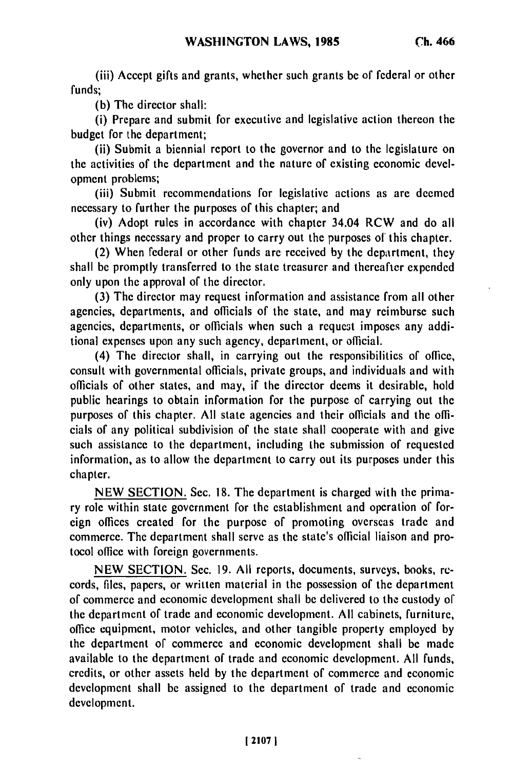(iii) Accept gifts and grants, whether such grants be of federal or other funds;

(b) The director shall:

(i) Prepare and submit for executive and legislative action thereon the budget for the department;

(ii) Submit a biennial report to the governor and to the legislature on the activities of the department and the nature of existing economic development problems;

(iii) Submit recommendations for legislative actions as are deemed necessary to further the purposes of this chapter; and

(iv) Adopt rules in accordance with chapter 34.04 RCW and do all other things necessary and proper to carry out the purposes of this chapter.

(2) When federal or other funds are received by the department, they shall be promptly transferred to the state treasurer and thereafter expended only upon the approval of the director.

(3) The director may request information and assistance from all other agencies, departments, and officials of the state, and may reimburse such agencies, departments, or officials when such a request imposes any additional expenses upon any such agency, department, or official.

(4) The director shall, in carrying out the responsibilities of office, consult with governmental officials, private groups, and individuals and with officials of other states, and may, if the director deems it desirable, hold public hearings to obtain information for the purpose of carrying out the purposes of this chapter. All state agencies and their officials and the officials of any political subdivision of the state shall cooperate with and give such assistance to the department, including the submission of requested information, as to allow the department to carry out its purposes under this chapter.

NEW SECTION. Sec. 18. The department is charged with the primary role within state government for the establishment and operation of foreign offices created for the purpose of promoting overseas trade and commerce. The department shall serve as the state's official liaison and protocol office with foreign governments.

NEW SECTION. Sec. 19. All reports, documents, surveys, books, records, files, papers, or written material in the possession of the department of commerce and economic development shall be delivered to the custody of the department of trade and economic development. All cabinets, furniture, office equipment, motor vehicles, and other tangible property employed by the department of commerce and economic development shall be made available to the department of trade and economic development. All funds, credits, or other assets held by the department of commerce and economic development shall be assigned to the department of trade and economic development.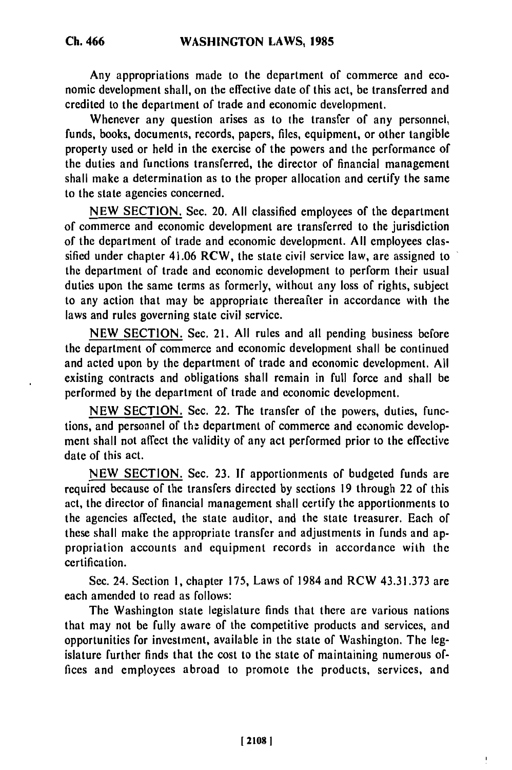Any appropriations made to the department of commerce and economic development shall, on the effective date of this act, be transferred and credited to the department of trade and economic development.

Whenever any question arises as to the transfer of any personnel, funds, books, documents, records, papers, files, equipment, or other tangible property used or held in the exercise of the powers and the performance of the duties and functions transferred, the director of financial management shall make a determination as to the proper allocation and certify the same to the state agencies concerned.

NEW SECTION. Sec. 20. All classified employees of the department of commerce and economic development are transferred to the jurisdiction of the department of trade and economic development. All employees classified under chapter 41.06 RCW, the state civil service law, are assigned to the department of trade and economic development to perform their usual duties upon the same terms as formerly, without any loss of rights, subject to any action that may be appropriate thereafter in accordance with the laws and rules governing state civil service.

NEW SECTION. Sec. 21. All rules and all pending business before the department of commerce and economic development shall be continued and acted upon by the department of trade and economic development. All existing contracts and obligations shall remain in full force and shall be performed by the department of trade and economic development.

NEW SECTION. Sec. 22. The transfer of the powers, duties, functions, and personnel of the department of commerce and economic development shall not affect the validity of any act performed prior to the effective date of this act.

NEW SECTION. Sec. 23. If apportionments of budgeted funds are required because of the transfers directed by sections 19 through 22 of this act, the director of financial management shall certify the apportionments to the agencies affected, the state auditor, and the state treasurer. Each of these shall make the appropriate transfer and adjustments in funds and appropriation accounts and equipment records in accordance with the certification.

Sec. 24. Section 1, chapter 175, Laws of 1984 and RCW 43.31.373 are each amended to read as follows:

The Washington state legislature finds that there are various nations that may not be fully aware of the competitive products and services, and opportunities for investment, available in the state of Washington. The legislature further finds that the cost to the state of maintaining numerous offices and employees abroad to promote the products, services, and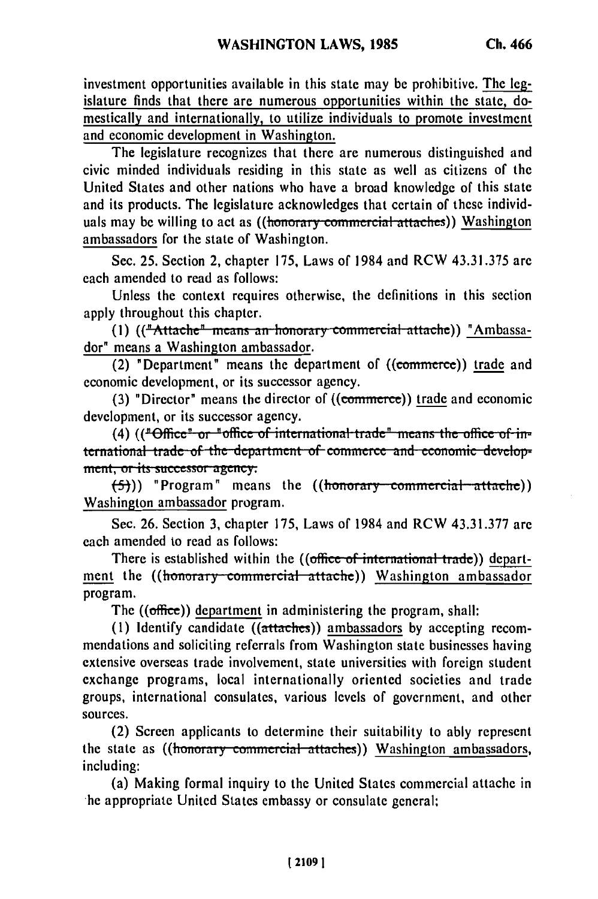investment opportunities available in this state may be prohibitive. The legislature finds that there are numerous opportunities within the state, domestically and internationally, to utilize individuals to promote investment and economic development in Washington.

The legislature recognizes that there are numerous distinguished and civic minded individuals residing in this state as well as citizens of the United States and other nations who have a broad knowledge of this state and its products. The legislature acknowledges that certain of these individuals may be willing to act as ((~~honorary commercial attaches~~)) Washington ambassadors for the state of Washington.

Sec. 25. Section 2, chapter 175, Laws of 1984 and RCW 43.31.375 are each amended to read as follows:

Unless the context requires otherwise, the definitions in this section apply throughout this chapter.

(1) ((~~"Attache" means an honorary commercial attache~~)) "Ambassador" means a Washington ambassador.

(2) "Department" means the department of ((~~commerce~~)) trade and economic development, or its successor agency.

(3) "Director" means the director of ((~~commerce~~)) trade and economic development, or its successor agency.

(4) ((~~"Office" or "office of international trade" means the office of international trade of the department of commerce and economic development, or its successor agency.~~

~~(5)~~)) "Program" means the ((~~honorary commercial attache~~)) Washington ambassador program.

Sec. 26. Section 3, chapter 175, Laws of 1984 and RCW 43.31.377 are each amended to read as follows:

There is established within the ((~~office of international trade~~)) department the ((~~honorary commercial attache~~)) Washington ambassador program.

The ((~~office~~)) department in administering the program, shall:

(1) Identify candidate ((~~attaches~~)) ambassadors by accepting recommendations and soliciting referrals from Washington state businesses having extensive overseas trade involvement, state universities with foreign student exchange programs, local internationally oriented societies and trade groups, international consulates, various levels of government, and other sources.

(2) Screen applicants to determine their suitability to ably represent the state as ((~~honorary commercial attaches~~)) Washington ambassadors, including:

(a) Making formal inquiry to the United States commercial attache in he appropriate United States embassy or consulate general;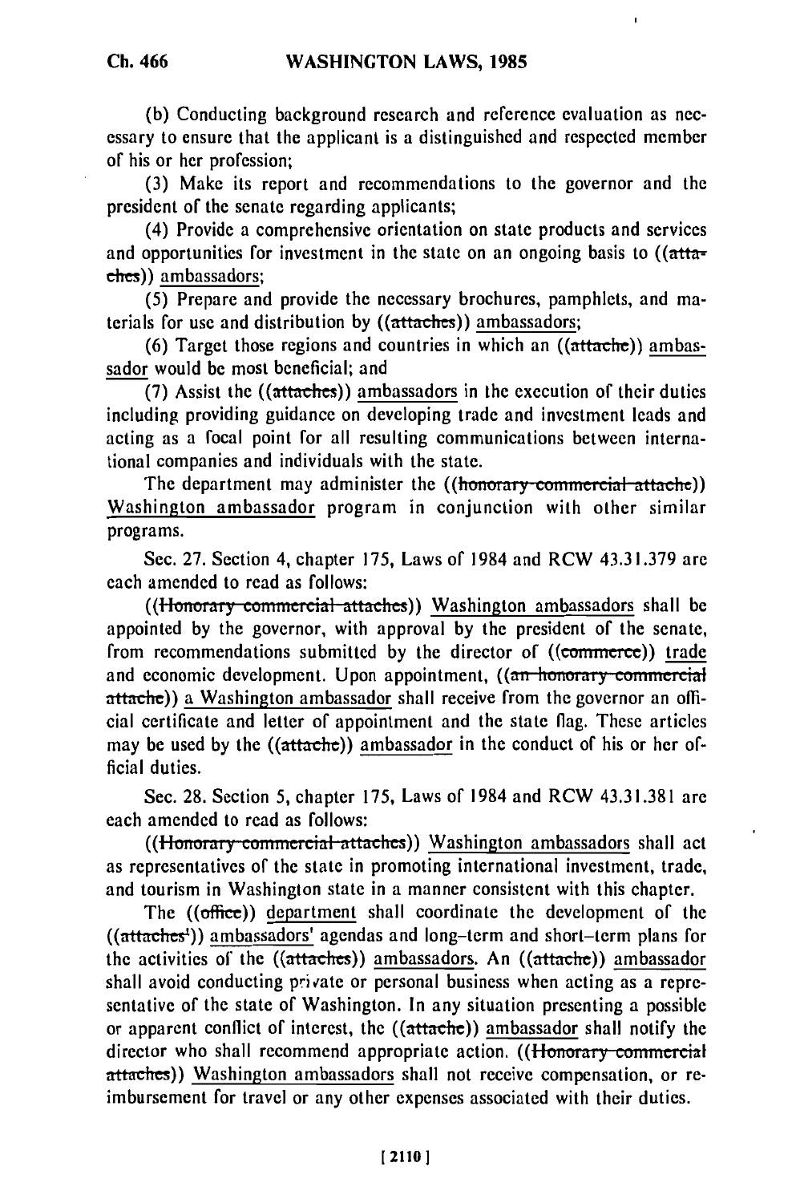(b) Conducting background research and reference evaluation as necessary to ensure that the applicant is a distinguished and respected member of his or her profession;

(3) Make its report and recommendations to the governor and the president of the senate regarding applicants;

(4) Provide a comprehensive orientation on state products and services and opportunities for investment in the state on an ongoing basis to ((attaches)) ambassadors;

(5) Prepare and provide the necessary brochures, pamphlets, and materials for use and distribution by ((attaches)) ambassadors;

(6) Target those regions and countries in which an ((attache)) ambassador would be most beneficial; and

(7) Assist the ((attaches)) ambassadors in the execution of their duties including providing guidance on developing trade and investment leads and acting as a focal point for all resulting communications between international companies and individuals with the state.

The department may administer the ((honorary commercial attache)) Washington ambassador program in conjunction with other similar programs.

Sec. 27. Section 4, chapter 175, Laws of 1984 and RCW 43.31.379 are each amended to read as follows:

((Honorary commercial attaches)) Washington ambassadors shall be appointed by the governor, with approval by the president of the senate, from recommendations submitted by the director of ((commerce)) trade and economic development. Upon appointment, ((an honorary commercial attache)) a Washington ambassador shall receive from the governor an official certificate and letter of appointment and the state flag. These articles may be used by the ((attache)) ambassador in the conduct of his or her official duties.

Sec. 28. Section 5, chapter 175, Laws of 1984 and RCW 43.31.381 are each amended to read as follows:

((Honorary commercial attaches)) Washington ambassadors shall act as representatives of the state in promoting international investment, trade, and tourism in Washington state in a manner consistent with this chapter.

The ((office)) department shall coordinate the development of the ((attaches')) ambassadors' agendas and long-term and short-term plans for the activities of the ((attaches)) ambassadors. An ((attache)) ambassador shall avoid conducting private or personal business when acting as a representative of the state of Washington. In any situation presenting a possible or apparent conflict of interest, the ((attache)) ambassador shall notify the director who shall recommend appropriate action. ((Honorary commercial attaches)) Washington ambassadors shall not receive compensation, or reimbursement for travel or any other expenses associated with their duties.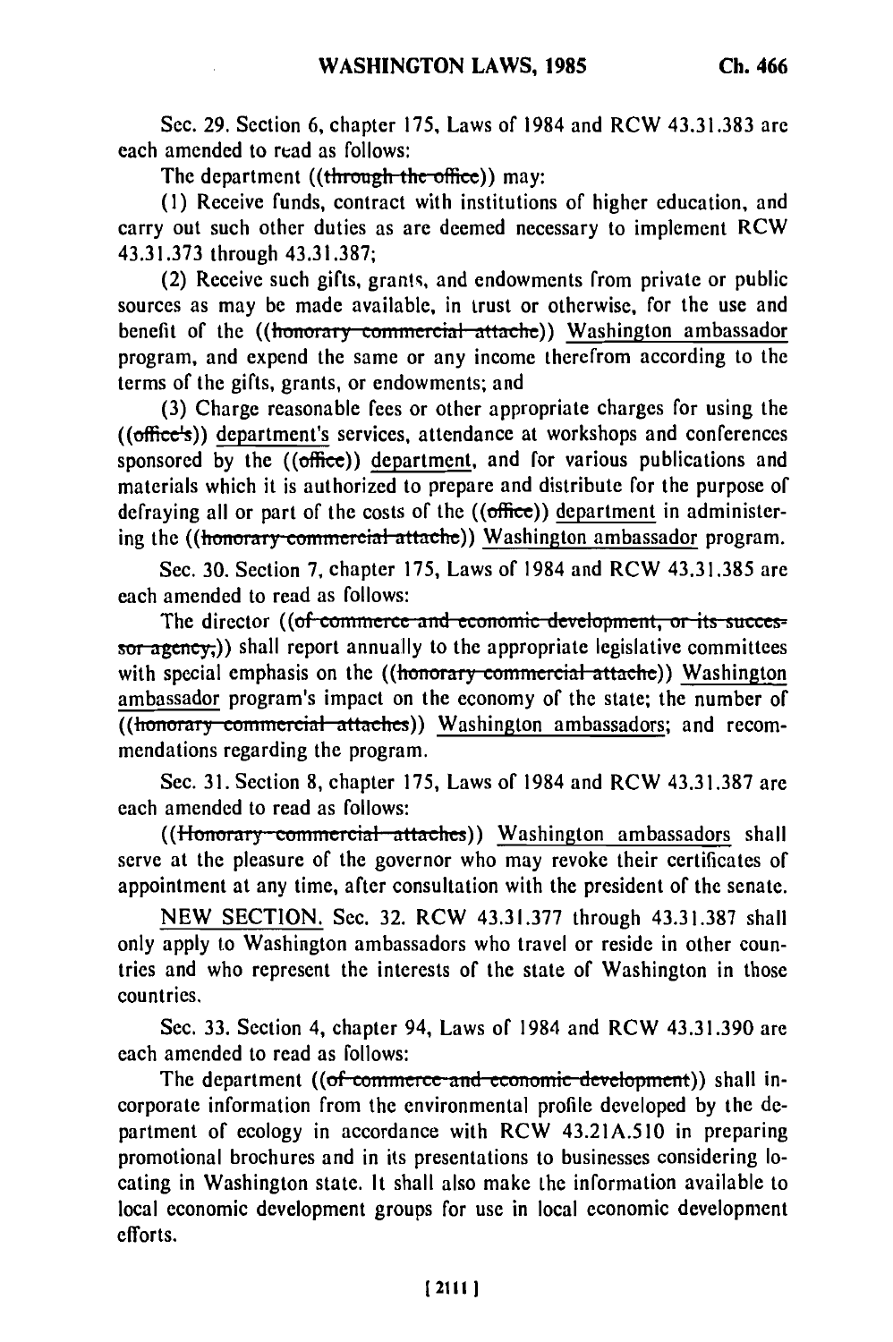Sec. 29. Section 6, chapter 175, Laws of 1984 and RCW 43.31.383 are each amended to read as follows:

The department ((through the office)) may:

(1) Receive funds, contract with institutions of higher education, and carry out such other duties as are deemed necessary to implement RCW 43.31.373 through 43.31.387;

(2) Receive such gifts, grants, and endowments from private or public sources as may be made available, in trust or otherwise, for the use and benefit of the ((honorary commercial attache)) Washington ambassador program, and expend the same or any income therefrom according to the terms of the gifts, grants, or endowments; and

(3) Charge reasonable fees or other appropriate charges for using the ((office's)) department's services, attendance at workshops and conferences sponsored by the ((office)) department, and for various publications and materials which it is authorized to prepare and distribute for the purpose of defraying all or part of the costs of the ((office)) department in administering the ((honorary commercial attache)) Washington ambassador program.

Sec. 30. Section 7, chapter 175, Laws of 1984 and RCW 43.31.385 are each amended to read as follows:

The director ((of commerce and economic development, or its successor agency,)) shall report annually to the appropriate legislative committees with special emphasis on the ((honorary commercial attache)) Washington ambassador program's impact on the economy of the state; the number of ((honorary commercial attaches)) Washington ambassadors; and recommendations regarding the program.

Sec. 31. Section 8, chapter 175, Laws of 1984 and RCW 43.31.387 are each amended to read as follows:

((Honorary commercial attaches)) Washington ambassadors shall serve at the pleasure of the governor who may revoke their certificates of appointment at any time, after consultation with the president of the senate.

NEW SECTION. Sec. 32. RCW 43.31.377 through 43.31.387 shall only apply to Washington ambassadors who travel or reside in other countries and who represent the interests of the state of Washington in those countries.

Sec. 33. Section 4, chapter 94, Laws of 1984 and RCW 43.31.390 are each amended to read as follows:

The department ((of commerce and economic development)) shall incorporate information from the environmental profile developed by the department of ecology in accordance with RCW 43.21A.510 in preparing promotional brochures and in its presentations to businesses considering locating in Washington state. It shall also make the information available to local economic development groups for use in local economic development efforts.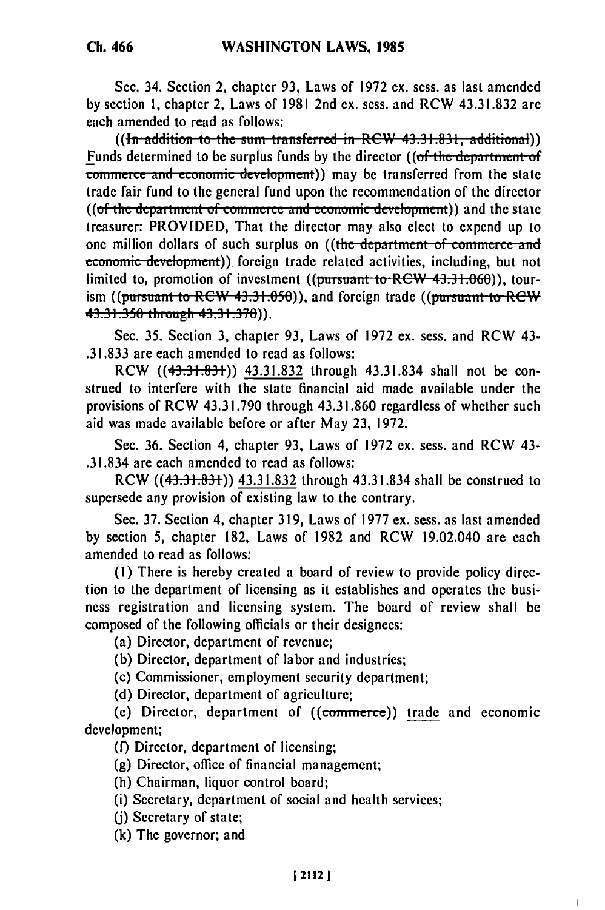Sec. 34. Section 2, chapter 93, Laws of 1972 ex. sess. as last amended by section 1, chapter 2, Laws of 1981 2nd ex. sess. and RCW 43.31.832 are each amended to read as follows:

((~~In addition to the sum transferred in RCW 43.31.831, additional~~)) Funds determined to be surplus funds by the director ((~~of the department of commerce and economic development~~)) may be transferred from the state trade fair fund to the general fund upon the recommendation of the director ((~~of the department of commerce and economic development~~)) and the state treasurer: PROVIDED, That the director may also elect to expend up to one million dollars of such surplus on ((~~the department of commerce and economic development~~)) foreign trade related activities, including, but not limited to, promotion of investment ((~~pursuant to RCW 43.31.060~~)), tourism ((~~pursuant to RCW 43.31.050~~)), and foreign trade ((~~pursuant to RCW 43.31.350 through 43.31.370~~)).

Sec. 35. Section 3, chapter 93, Laws of 1972 ex. sess. and RCW 43-.31.833 are each amended to read as follows:

RCW ((~~43.31.831~~)) 43.31.832 through 43.31.834 shall not be construed to interfere with the state financial aid made available under the provisions of RCW 43.31.790 through 43.31.860 regardless of whether such aid was made available before or after May 23, 1972.

Sec. 36. Section 4, chapter 93, Laws of 1972 ex. sess. and RCW 43-.31.834 are each amended to read as follows:

RCW ((~~43.31.831~~)) 43.31.832 through 43.31.834 shall be construed to supersede any provision of existing law to the contrary.

Sec. 37. Section 4, chapter 319, Laws of 1977 ex. sess. as last amended by section 5, chapter 182, Laws of 1982 and RCW 19.02.040 are each amended to read as follows:

(1) There is hereby created a board of review to provide policy direction to the department of licensing as it establishes and operates the business registration and licensing system. The board of review shall be composed of the following officials or their designees:

(a) Director, department of revenue;

(b) Director, department of labor and industries;

(c) Commissioner, employment security department;

(d) Director, department of agriculture;

(e) Director, department of ((~~commerce~~)) trade and economic development;

(f) Director, department of licensing;

(g) Director, office of financial management;

(h) Chairman, liquor control board;

(i) Secretary, department of social and health services;

(j) Secretary of state;

(k) The governor; and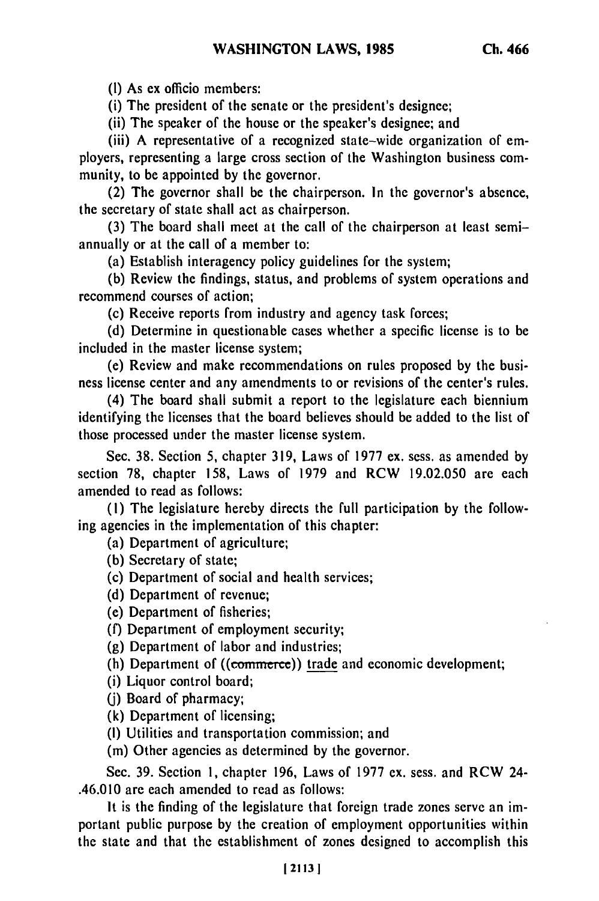(l) As ex officio members:

(i) The president of the senate or the president's designee;

(ii) The speaker of the house or the speaker's designee; and

(iii) A representative of a recognized state-wide organization of employers, representing a large cross section of the Washington business community, to be appointed by the governor.

(2) The governor shall be the chairperson. In the governor's absence, the secretary of state shall act as chairperson.

(3) The board shall meet at the call of the chairperson at least semiannually or at the call of a member to:

(a) Establish interagency policy guidelines for the system;

(b) Review the findings, status, and problems of system operations and recommend courses of action;

(c) Receive reports from industry and agency task forces;

(d) Determine in questionable cases whether a specific license is to be included in the master license system;

(e) Review and make recommendations on rules proposed by the business license center and any amendments to or revisions of the center's rules.

(4) The board shall submit a report to the legislature each biennium identifying the licenses that the board believes should be added to the list of those processed under the master license system.

Sec. 38. Section 5, chapter 319, Laws of 1977 ex. sess. as amended by section 78, chapter 158, Laws of 1979 and RCW 19.02.050 are each amended to read as follows:

(1) The legislature hereby directs the full participation by the following agencies in the implementation of this chapter:

(a) Department of agriculture;

(b) Secretary of state;

(c) Department of social and health services;

(d) Department of revenue;

(e) Department of fisheries;

(f) Department of employment security;

(g) Department of labor and industries;

(h) Department of ((~~commerce~~)) trade and economic development;

(i) Liquor control board;

(j) Board of pharmacy;

(k) Department of licensing;

(l) Utilities and transportation commission; and

(m) Other agencies as determined by the governor.

Sec. 39. Section 1, chapter 196, Laws of 1977 ex. sess. and RCW 24-.46.010 are each amended to read as follows:

It is the finding of the legislature that foreign trade zones serve an important public purpose by the creation of employment opportunities within the state and that the establishment of zones designed to accomplish this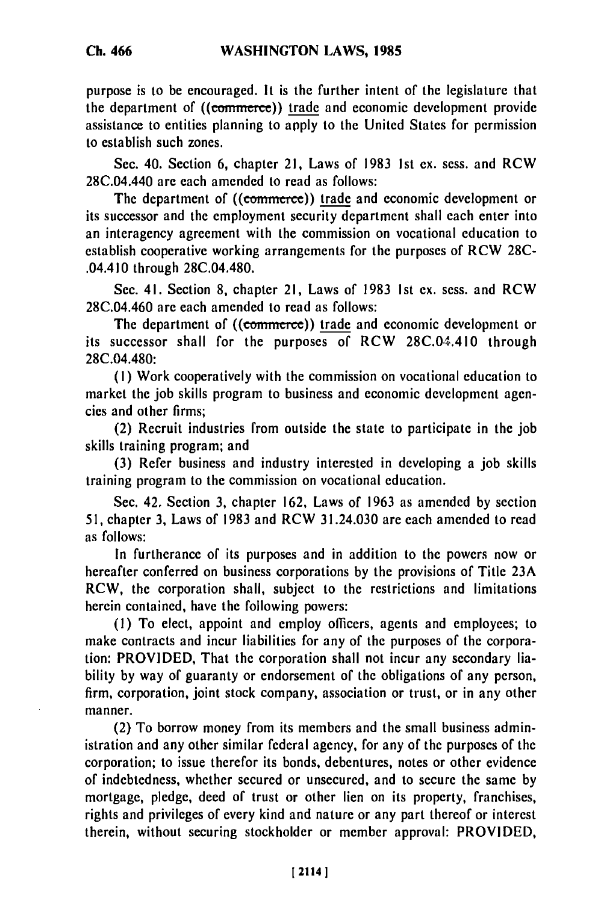purpose is to be encouraged. It is the further intent of the legislature that the department of ((~~commerce~~)) trade and economic development provide assistance to entities planning to apply to the United States for permission to establish such zones.

Sec. 40. Section 6, chapter 21, Laws of 1983 1st ex. sess. and RCW 28C.04.440 are each amended to read as follows:

The department of ((~~commerce~~)) trade and economic development or its successor and the employment security department shall each enter into an interagency agreement with the commission on vocational education to establish cooperative working arrangements for the purposes of RCW 28C-.04.410 through 28C.04.480.

Sec. 41. Section 8, chapter 21, Laws of 1983 1st ex. sess. and RCW 28C.04.460 are each amended to read as follows:

The department of ((~~commerce~~)) trade and economic development or its successor shall for the purposes of RCW 28C.04.410 through 28C.04.480:

(1) Work cooperatively with the commission on vocational education to market the job skills program to business and economic development agencies and other firms;

(2) Recruit industries from outside the state to participate in the job skills training program; and

(3) Refer business and industry interested in developing a job skills training program to the commission on vocational education.

Sec. 42. Section 3, chapter 162, Laws of 1963 as amended by section 51, chapter 3, Laws of 1983 and RCW 31.24.030 are each amended to read as follows:

In furtherance of its purposes and in addition to the powers now or hereafter conferred on business corporations by the provisions of Title 23A RCW, the corporation shall, subject to the restrictions and limitations herein contained, have the following powers:

(1) To elect, appoint and employ officers, agents and employees; to make contracts and incur liabilities for any of the purposes of the corporation: PROVIDED, That the corporation shall not incur any secondary liability by way of guaranty or endorsement of the obligations of any person, firm, corporation, joint stock company, association or trust, or in any other manner.

(2) To borrow money from its members and the small business administration and any other similar federal agency, for any of the purposes of the corporation; to issue therefor its bonds, debentures, notes or other evidence of indebtedness, whether secured or unsecured, and to secure the same by mortgage, pledge, deed of trust or other lien on its property, franchises, rights and privileges of every kind and nature or any part thereof or interest therein, without securing stockholder or member approval: PROVIDED,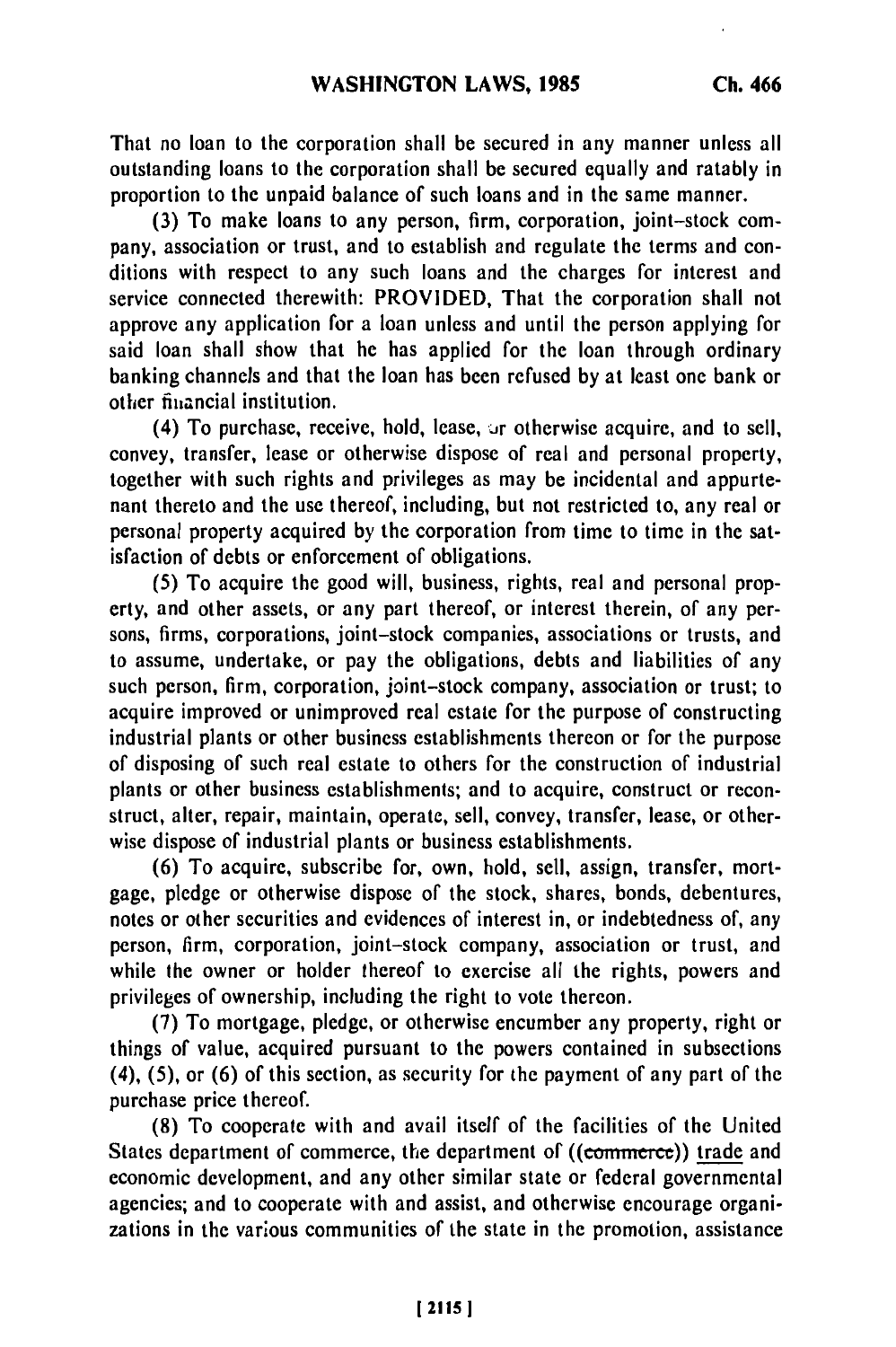That no loan to the corporation shall be secured in any manner unless all outstanding loans to the corporation shall be secured equally and ratably in proportion to the unpaid balance of such loans and in the same manner.

(3) To make loans to any person, firm, corporation, joint-stock company, association or trust, and to establish and regulate the terms and conditions with respect to any such loans and the charges for interest and service connected therewith: PROVIDED, That the corporation shall not approve any application for a loan unless and until the person applying for said loan shall show that he has applied for the loan through ordinary banking channels and that the loan has been refused by at least one bank or other financial institution.

(4) To purchase, receive, hold, lease, or otherwise acquire, and to sell, convey, transfer, lease or otherwise dispose of real and personal property, together with such rights and privileges as may be incidental and appurtenant thereto and the use thereof, including, but not restricted to, any real or personal property acquired by the corporation from time to time in the satisfaction of debts or enforcement of obligations.

(5) To acquire the good will, business, rights, real and personal property, and other assets, or any part thereof, or interest therein, of any persons, firms, corporations, joint-stock companies, associations or trusts, and to assume, undertake, or pay the obligations, debts and liabilities of any such person, firm, corporation, joint-stock company, association or trust; to acquire improved or unimproved real estate for the purpose of constructing industrial plants or other business establishments thereon or for the purpose of disposing of such real estate to others for the construction of industrial plants or other business establishments; and to acquire, construct or reconstruct, alter, repair, maintain, operate, sell, convey, transfer, lease, or otherwise dispose of industrial plants or business establishments.

(6) To acquire, subscribe for, own, hold, sell, assign, transfer, mortgage, pledge or otherwise dispose of the stock, shares, bonds, debentures, notes or other securities and evidences of interest in, or indebtedness of, any person, firm, corporation, joint-stock company, association or trust, and while the owner or holder thereof to exercise all the rights, powers and privileges of ownership, including the right to vote thereon.

(7) To mortgage, pledge, or otherwise encumber any property, right or things of value, acquired pursuant to the powers contained in subsections (4), (5), or (6) of this section, as security for the payment of any part of the purchase price thereof.

(8) To cooperate with and avail itself of the facilities of the United States department of commerce, the department of ((~~commerce~~)) <u>trade</u> and economic development, and any other similar state or federal governmental agencies; and to cooperate with and assist, and otherwise encourage organizations in the various communities of the state in the promotion, assistance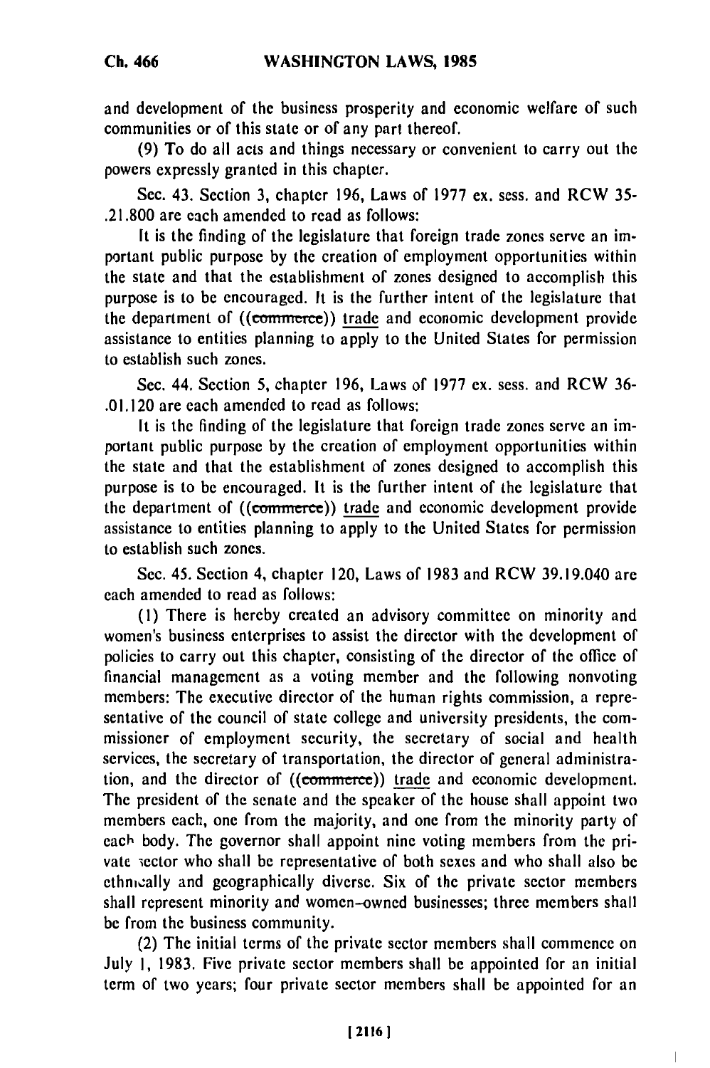and development of the business prosperity and economic welfare of such communities or of this state or of any part thereof.

(9) To do all acts and things necessary or convenient to carry out the powers expressly granted in this chapter.

Sec. 43. Section 3, chapter 196, Laws of 1977 ex. sess. and RCW 35-.21.800 are each amended to read as follows:

It is the finding of the legislature that foreign trade zones serve an important public purpose by the creation of employment opportunities within the state and that the establishment of zones designed to accomplish this purpose is to be encouraged. It is the further intent of the legislature that the department of ((commerce)) trade and economic development provide assistance to entities planning to apply to the United States for permission to establish such zones.

Sec. 44. Section 5, chapter 196, Laws of 1977 ex. sess. and RCW 36-.01.120 are each amended to read as follows:

It is the finding of the legislature that foreign trade zones serve an important public purpose by the creation of employment opportunities within the state and that the establishment of zones designed to accomplish this purpose is to be encouraged. It is the further intent of the legislature that the department of ((commerce)) trade and economic development provide assistance to entities planning to apply to the United States for permission to establish such zones.

Sec. 45. Section 4, chapter 120, Laws of 1983 and RCW 39.19.040 are each amended to read as follows:

(1) There is hereby created an advisory committee on minority and women's business enterprises to assist the director with the development of policies to carry out this chapter, consisting of the director of the office of financial management as a voting member and the following nonvoting members: The executive director of the human rights commission, a representative of the council of state college and university presidents, the commissioner of employment security, the secretary of social and health services, the secretary of transportation, the director of general administration, and the director of ((commerce)) trade and economic development. The president of the senate and the speaker of the house shall appoint two members each, one from the majority, and one from the minority party of each body. The governor shall appoint nine voting members from the private sector who shall be representative of both sexes and who shall also be ethnically and geographically diverse. Six of the private sector members shall represent minority and women-owned businesses; three members shall be from the business community.

(2) The initial terms of the private sector members shall commence on July 1, 1983. Five private sector members shall be appointed for an initial term of two years; four private sector members shall be appointed for an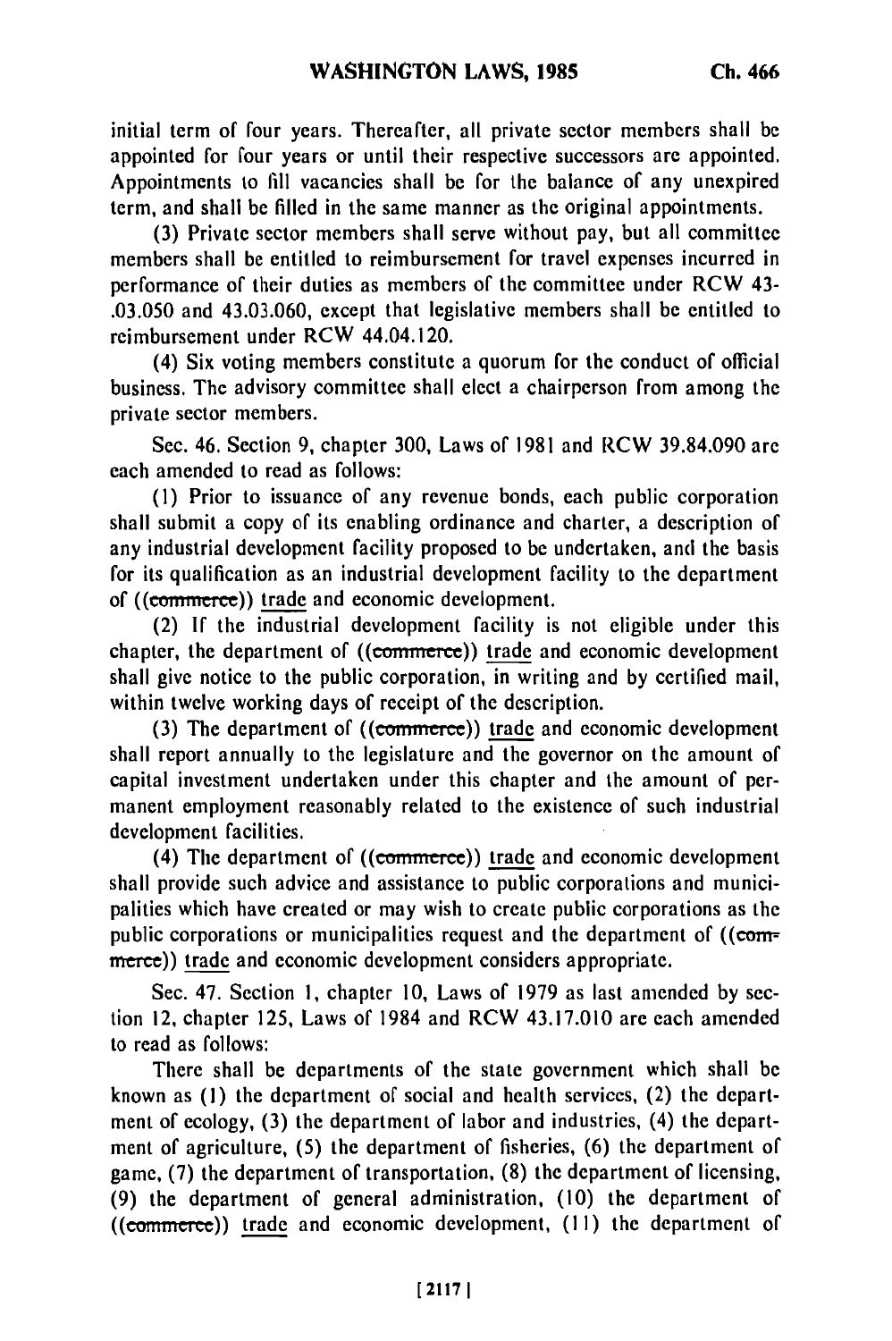initial term of four years. Thereafter, all private sector members shall be appointed for four years or until their respective successors are appointed. Appointments to fill vacancies shall be for the balance of any unexpired term, and shall be filled in the same manner as the original appointments.

(3) Private sector members shall serve without pay, but all committee members shall be entitled to reimbursement for travel expenses incurred in performance of their duties as members of the committee under RCW 43-.03.050 and 43.03.060, except that legislative members shall be entitled to reimbursement under RCW 44.04.120.

(4) Six voting members constitute a quorum for the conduct of official business. The advisory committee shall elect a chairperson from among the private sector members.

Sec. 46. Section 9, chapter 300, Laws of 1981 and RCW 39.84.090 are each amended to read as follows:

(1) Prior to issuance of any revenue bonds, each public corporation shall submit a copy of its enabling ordinance and charter, a description of any industrial development facility proposed to be undertaken, and the basis for its qualification as an industrial development facility to the department of ((~~commerce~~)) trade and economic development.

(2) If the industrial development facility is not eligible under this chapter, the department of ((~~commerce~~)) trade and economic development shall give notice to the public corporation, in writing and by certified mail, within twelve working days of receipt of the description.

(3) The department of ((~~commerce~~)) trade and economic development shall report annually to the legislature and the governor on the amount of capital investment undertaken under this chapter and the amount of permanent employment reasonably related to the existence of such industrial development facilities.

(4) The department of ((~~commerce~~)) trade and economic development shall provide such advice and assistance to public corporations and municipalities which have created or may wish to create public corporations as the public corporations or municipalities request and the department of ((~~commerce~~)) trade and economic development considers appropriate.

Sec. 47. Section 1, chapter 10, Laws of 1979 as last amended by section 12, chapter 125, Laws of 1984 and RCW 43.17.010 are each amended to read as follows:

There shall be departments of the state government which shall be known as (1) the department of social and health services, (2) the department of ecology, (3) the department of labor and industries, (4) the department of agriculture, (5) the department of fisheries, (6) the department of game, (7) the department of transportation, (8) the department of licensing, (9) the department of general administration, (10) the department of ((~~commerce~~)) trade and economic development, (11) the department of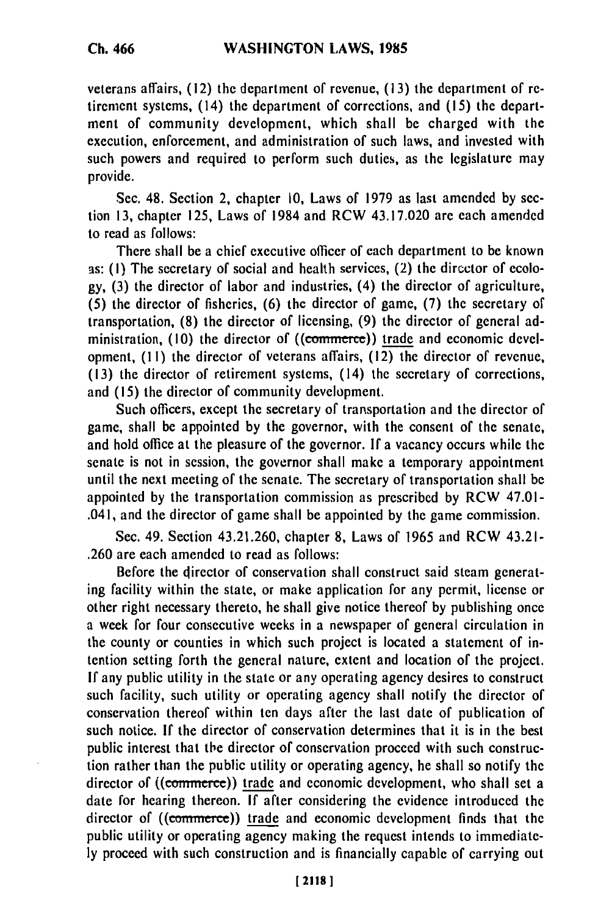veterans affairs, (12) the department of revenue, (13) the department of retirement systems, (14) the department of corrections, and (15) the department of community development, which shall be charged with the execution, enforcement, and administration of such laws, and invested with such powers and required to perform such duties, as the legislature may provide.

Sec. 48. Section 2, chapter 10, Laws of 1979 as last amended by section 13, chapter 125, Laws of 1984 and RCW 43.17.020 are each amended to read as follows:

There shall be a chief executive officer of each department to be known as: (1) The secretary of social and health services, (2) the director of ecology, (3) the director of labor and industries, (4) the director of agriculture, (5) the director of fisheries, (6) the director of game, (7) the secretary of transportation, (8) the director of licensing, (9) the director of general administration, (10) the director of ((~~commerce~~)) trade and economic development, (11) the director of veterans affairs, (12) the director of revenue, (13) the director of retirement systems, (14) the secretary of corrections, and (15) the director of community development.

Such officers, except the secretary of transportation and the director of game, shall be appointed by the governor, with the consent of the senate, and hold office at the pleasure of the governor. If a vacancy occurs while the senate is not in session, the governor shall make a temporary appointment until the next meeting of the senate. The secretary of transportation shall be appointed by the transportation commission as prescribed by RCW 47.01-.041, and the director of game shall be appointed by the game commission.

Sec. 49. Section 43.21.260, chapter 8, Laws of 1965 and RCW 43.21-.260 are each amended to read as follows:

Before the director of conservation shall construct said steam generating facility within the state, or make application for any permit, license or other right necessary thereto, he shall give notice thereof by publishing once a week for four consecutive weeks in a newspaper of general circulation in the county or counties in which such project is located a statement of intention setting forth the general nature, extent and location of the project. If any public utility in the state or any operating agency desires to construct such facility, such utility or operating agency shall notify the director of conservation thereof within ten days after the last date of publication of such notice. If the director of conservation determines that it is in the best public interest that the director of conservation proceed with such construction rather than the public utility or operating agency, he shall so notify the director of ((~~commerce~~)) trade and economic development, who shall set a date for hearing thereon. If after considering the evidence introduced the director of ((~~commerce~~)) trade and economic development finds that the public utility or operating agency making the request intends to immediately proceed with such construction and is financially capable of carrying out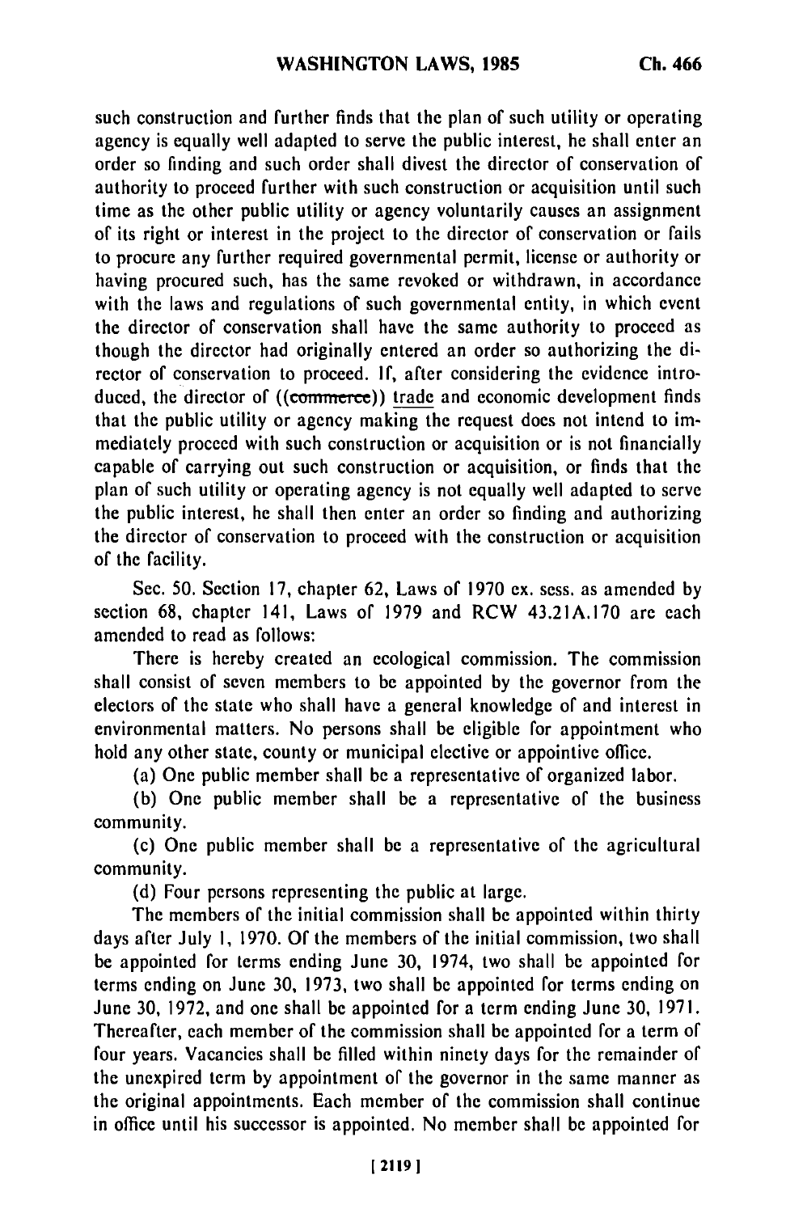such construction and further finds that the plan of such utility or operating agency is equally well adapted to serve the public interest, he shall enter an order so finding and such order shall divest the director of conservation of authority to proceed further with such construction or acquisition until such time as the other public utility or agency voluntarily causes an assignment of its right or interest in the project to the director of conservation or fails to procure any further required governmental permit, license or authority or having procured such, has the same revoked or withdrawn, in accordance with the laws and regulations of such governmental entity, in which event the director of conservation shall have the same authority to proceed as though the director had originally entered an order so authorizing the director of conservation to proceed. If, after considering the evidence introduced, the director of ((~~commerce~~)) trade and economic development finds that the public utility or agency making the request does not intend to immediately proceed with such construction or acquisition or is not financially capable of carrying out such construction or acquisition, or finds that the plan of such utility or operating agency is not equally well adapted to serve the public interest, he shall then enter an order so finding and authorizing the director of conservation to proceed with the construction or acquisition of the facility.

Sec. 50. Section 17, chapter 62, Laws of 1970 ex. sess. as amended by section 68, chapter 141, Laws of 1979 and RCW 43.21A.170 are each amended to read as follows:

There is hereby created an ecological commission. The commission shall consist of seven members to be appointed by the governor from the electors of the state who shall have a general knowledge of and interest in environmental matters. No persons shall be eligible for appointment who hold any other state, county or municipal elective or appointive office.

(a) One public member shall be a representative of organized labor.

(b) One public member shall be a representative of the business community.

(c) One public member shall be a representative of the agricultural community.

(d) Four persons representing the public at large.

The members of the initial commission shall be appointed within thirty days after July 1, 1970. Of the members of the initial commission, two shall be appointed for terms ending June 30, 1974, two shall be appointed for terms ending on June 30, 1973, two shall be appointed for terms ending on June 30, 1972, and one shall be appointed for a term ending June 30, 1971. Thereafter, each member of the commission shall be appointed for a term of four years. Vacancies shall be filled within ninety days for the remainder of the unexpired term by appointment of the governor in the same manner as the original appointments. Each member of the commission shall continue in office until his successor is appointed. No member shall be appointed for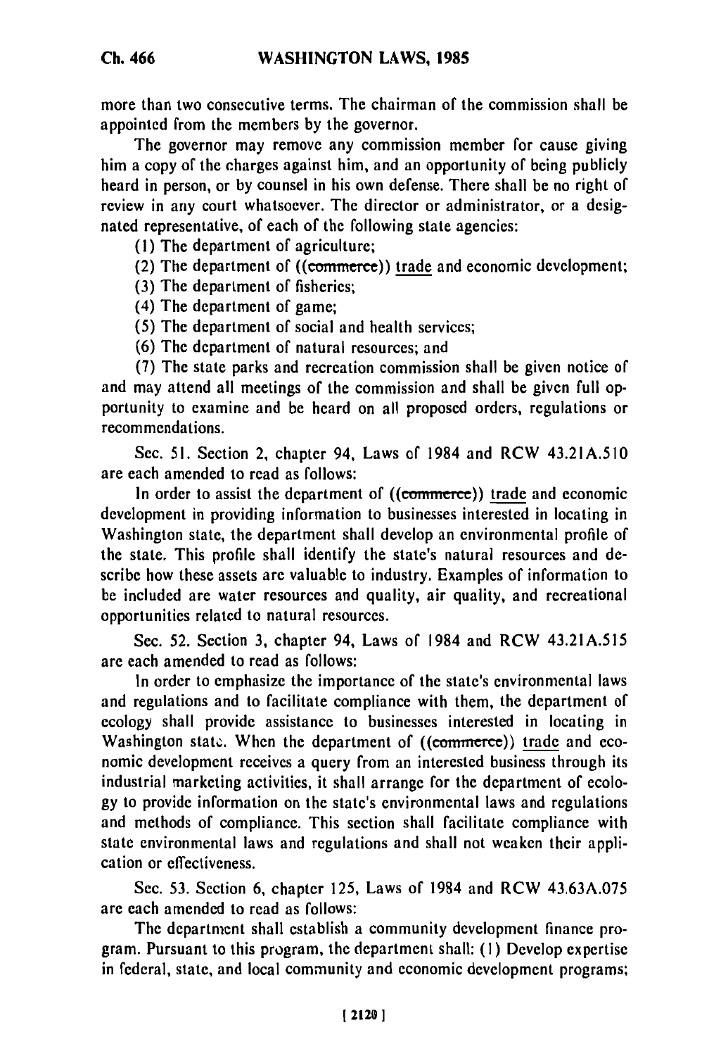more than two consecutive terms. The chairman of the commission shall be appointed from the members by the governor.

The governor may remove any commission member for cause giving him a copy of the charges against him, and an opportunity of being publicly heard in person, or by counsel in his own defense. There shall be no right of review in any court whatsoever. The director or administrator, or a designated representative, of each of the following state agencies:

(1) The department of agriculture;

(2) The department of ((~~commerce~~)) trade and economic development;

(3) The department of fisheries;

(4) The department of game;

(5) The department of social and health services;

(6) The department of natural resources; and

(7) The state parks and recreation commission shall be given notice of and may attend all meetings of the commission and shall be given full opportunity to examine and be heard on all proposed orders, regulations or recommendations.

Sec. 51. Section 2, chapter 94, Laws of 1984 and RCW 43.21A.510 are each amended to read as follows:

In order to assist the department of ((~~commerce~~)) trade and economic development in providing information to businesses interested in locating in Washington state, the department shall develop an environmental profile of the state. This profile shall identify the state's natural resources and describe how these assets are valuable to industry. Examples of information to be included are water resources and quality, air quality, and recreational opportunities related to natural resources.

Sec. 52. Section 3, chapter 94, Laws of 1984 and RCW 43.21A.515 are each amended to read as follows:

In order to emphasize the importance of the state's environmental laws and regulations and to facilitate compliance with them, the department of ecology shall provide assistance to businesses interested in locating in Washington state. When the department of ((~~commerce~~)) trade and economic development receives a query from an interested business through its industrial marketing activities, it shall arrange for the department of ecology to provide information on the state's environmental laws and regulations and methods of compliance. This section shall facilitate compliance with state environmental laws and regulations and shall not weaken their application or effectiveness.

Sec. 53. Section 6, chapter 125, Laws of 1984 and RCW 43.63A.075 are each amended to read as follows:

The department shall establish a community development finance program. Pursuant to this program, the department shall: (1) Develop expertise in federal, state, and local community and economic development programs;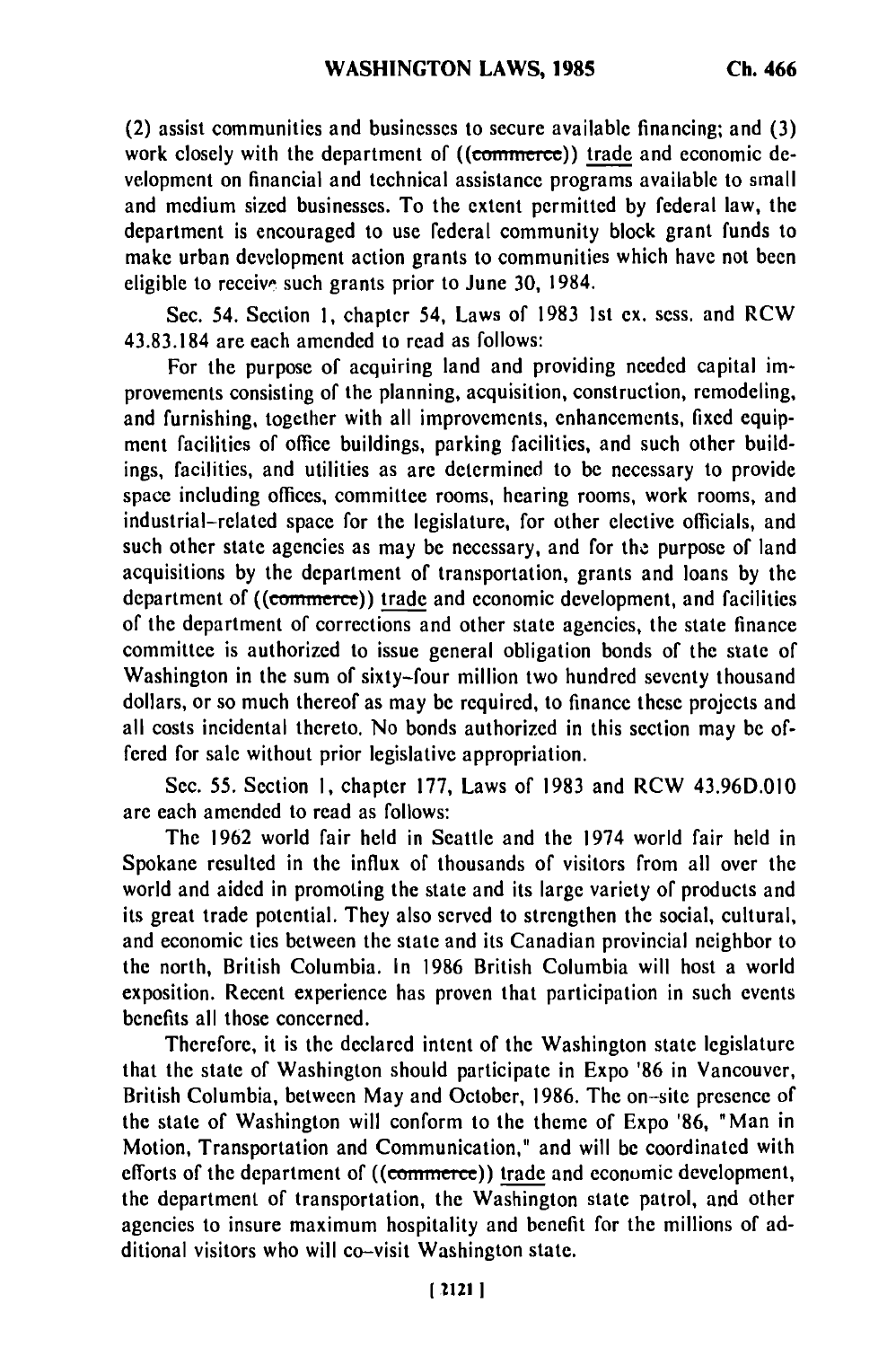(2) assist communities and businesses to secure available financing; and (3) work closely with the department of ((~~commerce~~)) trade and economic development on financial and technical assistance programs available to small and medium sized businesses. To the extent permitted by federal law, the department is encouraged to use federal community block grant funds to make urban development action grants to communities which have not been eligible to receive such grants prior to June 30, 1984.

Sec. 54. Section 1, chapter 54, Laws of 1983 1st ex. sess. and RCW 43.83.184 are each amended to read as follows:

For the purpose of acquiring land and providing needed capital improvements consisting of the planning, acquisition, construction, remodeling, and furnishing, together with all improvements, enhancements, fixed equipment facilities of office buildings, parking facilities, and such other buildings, facilities, and utilities as are determined to be necessary to provide space including offices, committee rooms, hearing rooms, work rooms, and industrial-related space for the legislature, for other elective officials, and such other state agencies as may be necessary, and for the purpose of land acquisitions by the department of transportation, grants and loans by the department of ((~~commerce~~)) trade and economic development, and facilities of the department of corrections and other state agencies, the state finance committee is authorized to issue general obligation bonds of the state of Washington in the sum of sixty-four million two hundred seventy thousand dollars, or so much thereof as may be required, to finance these projects and all costs incidental thereto. No bonds authorized in this section may be offered for sale without prior legislative appropriation.

Sec. 55. Section 1, chapter 177, Laws of 1983 and RCW 43.96D.010 are each amended to read as follows:

The 1962 world fair held in Seattle and the 1974 world fair held in Spokane resulted in the influx of thousands of visitors from all over the world and aided in promoting the state and its large variety of products and its great trade potential. They also served to strengthen the social, cultural, and economic ties between the state and its Canadian provincial neighbor to the north, British Columbia. In 1986 British Columbia will host a world exposition. Recent experience has proven that participation in such events benefits all those concerned.

Therefore, it is the declared intent of the Washington state legislature that the state of Washington should participate in Expo '86 in Vancouver, British Columbia, between May and October, 1986. The on-site presence of the state of Washington will conform to the theme of Expo '86, "Man in Motion, Transportation and Communication," and will be coordinated with efforts of the department of ((~~commerce~~)) trade and economic development, the department of transportation, the Washington state patrol, and other agencies to insure maximum hospitality and benefit for the millions of additional visitors who will co-visit Washington state.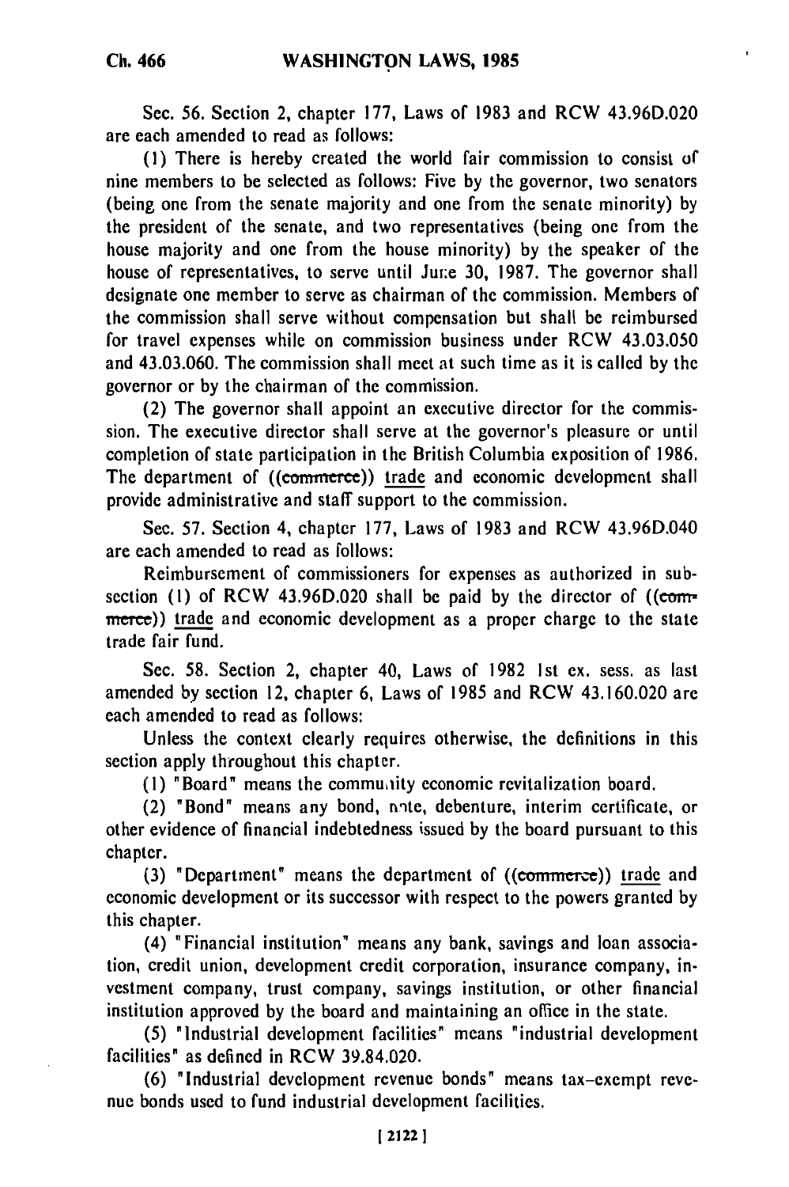Sec. 56. Section 2, chapter 177, Laws of 1983 and RCW 43.96D.020 are each amended to read as follows:

(1) There is hereby created the world fair commission to consist of nine members to be selected as follows: Five by the governor, two senators (being one from the senate majority and one from the senate minority) by the president of the senate, and two representatives (being one from the house majority and one from the house minority) by the speaker of the house of representatives, to serve until June 30, 1987. The governor shall designate one member to serve as chairman of the commission. Members of the commission shall serve without compensation but shall be reimbursed for travel expenses while on commission business under RCW 43.03.050 and 43.03.060. The commission shall meet at such time as it is called by the governor or by the chairman of the commission.

(2) The governor shall appoint an executive director for the commission. The executive director shall serve at the governor's pleasure or until completion of state participation in the British Columbia exposition of 1986. The department of ((commerce)) trade and economic development shall provide administrative and staff support to the commission.

Sec. 57. Section 4, chapter 177, Laws of 1983 and RCW 43.96D.040 are each amended to read as follows:

Reimbursement of commissioners for expenses as authorized in subsection (1) of RCW 43.96D.020 shall be paid by the director of ((commerce)) trade and economic development as a proper charge to the state trade fair fund.

Sec. 58. Section 2, chapter 40, Laws of 1982 1st ex. sess. as last amended by section 12, chapter 6, Laws of 1985 and RCW 43.160.020 are each amended to read as follows:

Unless the context clearly requires otherwise, the definitions in this section apply throughout this chapter.

(1) "Board" means the community economic revitalization board.

(2) "Bond" means any bond, note, debenture, interim certificate, or other evidence of financial indebtedness issued by the board pursuant to this chapter.

(3) "Department" means the department of ((commerce)) trade and economic development or its successor with respect to the powers granted by this chapter.

(4) "Financial institution" means any bank, savings and loan association, credit union, development credit corporation, insurance company, investment company, trust company, savings institution, or other financial institution approved by the board and maintaining an office in the state.

(5) "Industrial development facilities" means "industrial development facilities" as defined in RCW 39.84.020.

(6) "Industrial development revenue bonds" means tax-exempt revenue bonds used to fund industrial development facilities.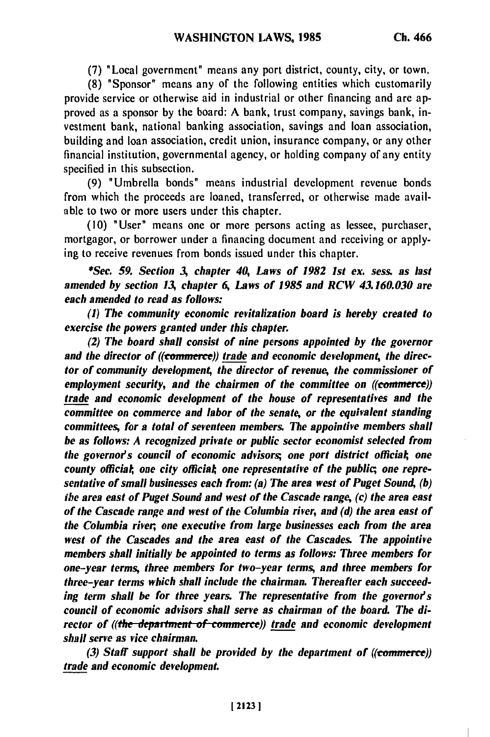(7) "Local government" means any port district, county, city, or town.

(8) "Sponsor" means any of the following entities which customarily provide service or otherwise aid in industrial or other financing and are approved as a sponsor by the board: A bank, trust company, savings bank, investment bank, national banking association, savings and loan association, building and loan association, credit union, insurance company, or any other financial institution, governmental agency, or holding company of any entity specified in this subsection.

(9) "Umbrella bonds" means industrial development revenue bonds from which the proceeds are loaned, transferred, or otherwise made available to two or more users under this chapter.

(10) "User" means one or more persons acting as lessee, purchaser, mortgagor, or borrower under a financing document and receiving or applying to receive revenues from bonds issued under this chapter.

**\*Sec. 59.** *Section 3, chapter 40, Laws of 1982 1st ex. sess. as last amended by section 13, chapter 6, Laws of 1985 and RCW 43.160.030 are each amended to read as follows:*

*(1) The community economic revitalization board is hereby created to exercise the powers granted under this chapter.*

*(2) The board shall consist of nine persons appointed by the governor and the director of ((~~commerce~~)) trade and economic development, the director of community development, the director of revenue, the commissioner of employment security, and the chairmen of the committee on ((~~commerce~~)) trade and economic development of the house of representatives and the committee on commerce and labor of the senate, or the equivalent standing committees, for a total of seventeen members. The appointive members shall be as follows: A recognized private or public sector economist selected from the governor's council of economic advisors; one port district official; one county official; one city official; one representative of the public; one representative of small businesses each from: (a) The area west of Puget Sound, (b) the area east of Puget Sound and west of the Cascade range, (c) the area east of the Cascade range and west of the Columbia river, and (d) the area east of the Columbia river; one executive from large businesses each from the area west of the Cascades and the area east of the Cascades. The appointive members shall initially be appointed to terms as follows: Three members for one-year terms, three members for two-year terms, and three members for three-year terms which shall include the chairman. Thereafter each succeeding term shall be for three years. The representative from the governor's council of economic advisors shall serve as chairman of the board. The director of ((~~the department of commerce~~)) trade and economic development shall serve as vice chairman.*

*(3) Staff support shall be provided by the department of ((~~commerce~~)) trade and economic development.*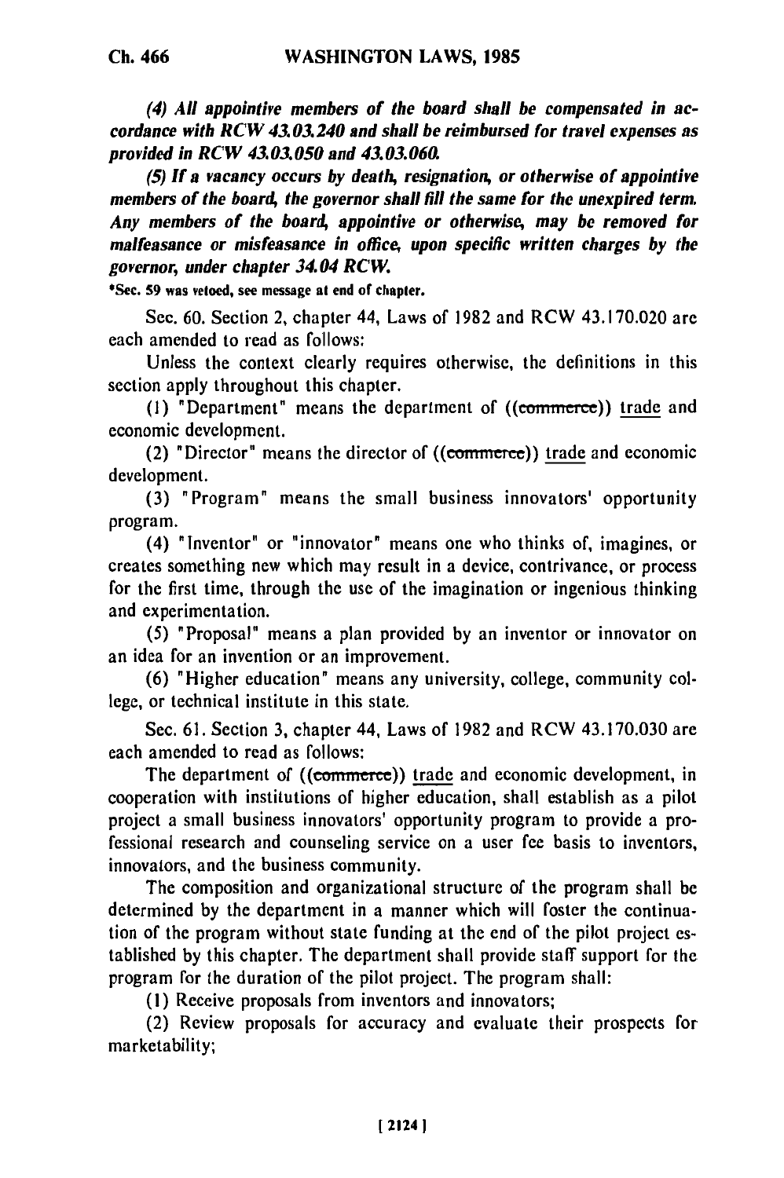*(4) All appointive members of the board shall be compensated in accordance with RCW 43.03.240 and shall be reimbursed for travel expenses as provided in RCW 43.03.050 and 43.03.060.*

*(5) If a vacancy occurs by death, resignation, or otherwise of appointive members of the board, the governor shall fill the same for the unexpired term. Any members of the board, appointive or otherwise, may be removed for malfeasance or misfeasance in office, upon specific written charges by the governor, under chapter 34.04 RCW.*

*Sec. 59 was vetoed, see message at end of chapter.

Sec. 60. Section 2, chapter 44, Laws of 1982 and RCW 43.170.020 are each amended to read as follows:

Unless the context clearly requires otherwise, the definitions in this section apply throughout this chapter.

(1) "Department" means the department of ((~~commerce~~)) trade and economic development.

(2) "Director" means the director of ((~~commerce~~)) trade and economic development.

(3) "Program" means the small business innovators' opportunity program.

(4) "Inventor" or "innovator" means one who thinks of, imagines, or creates something new which may result in a device, contrivance, or process for the first time, through the use of the imagination or ingenious thinking and experimentation.

(5) "Proposal" means a plan provided by an inventor or innovator on an idea for an invention or an improvement.

(6) "Higher education" means any university, college, community college, or technical institute in this state.

Sec. 61. Section 3, chapter 44, Laws of 1982 and RCW 43.170.030 are each amended to read as follows:

The department of ((~~commerce~~)) trade and economic development, in cooperation with institutions of higher education, shall establish as a pilot project a small business innovators' opportunity program to provide a professional research and counseling service on a user fee basis to inventors, innovators, and the business community.

The composition and organizational structure of the program shall be determined by the department in a manner which will foster the continuation of the program without state funding at the end of the pilot project established by this chapter. The department shall provide staff support for the program for the duration of the pilot project. The program shall:

(1) Receive proposals from inventors and innovators;

(2) Review proposals for accuracy and evaluate their prospects for marketability;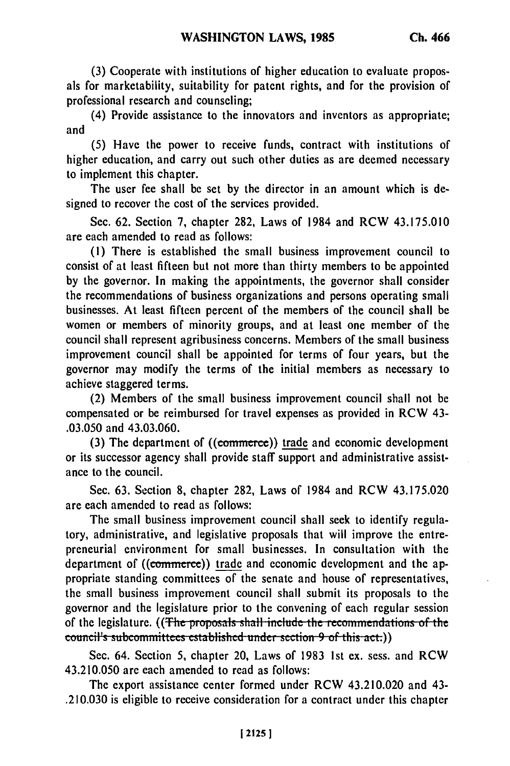(3) Cooperate with institutions of higher education to evaluate proposals for marketability, suitability for patent rights, and for the provision of professional research and counseling;

(4) Provide assistance to the innovators and inventors as appropriate; and

(5) Have the power to receive funds, contract with institutions of higher education, and carry out such other duties as are deemed necessary to implement this chapter.

The user fee shall be set by the director in an amount which is designed to recover the cost of the services provided.

Sec. 62. Section 7, chapter 282, Laws of 1984 and RCW 43.175.010 are each amended to read as follows:

(1) There is established the small business improvement council to consist of at least fifteen but not more than thirty members to be appointed by the governor. In making the appointments, the governor shall consider the recommendations of business organizations and persons operating small businesses. At least fifteen percent of the members of the council shall be women or members of minority groups, and at least one member of the council shall represent agribusiness concerns. Members of the small business improvement council shall be appointed for terms of four years, but the governor may modify the terms of the initial members as necessary to achieve staggered terms.

(2) Members of the small business improvement council shall not be compensated or be reimbursed for travel expenses as provided in RCW 43-.03.050 and 43.03.060.

(3) The department of ((~~commerce~~)) trade and economic development or its successor agency shall provide staff support and administrative assistance to the council.

Sec. 63. Section 8, chapter 282, Laws of 1984 and RCW 43.175.020 are each amended to read as follows:

The small business improvement council shall seek to identify regulatory, administrative, and legislative proposals that will improve the entrepreneurial environment for small businesses. In consultation with the department of ((~~commerce~~)) trade and economic development and the appropriate standing committees of the senate and house of representatives, the small business improvement council shall submit its proposals to the governor and the legislature prior to the convening of each regular session of the legislature. ((~~The proposals shall include the recommendations of the council's subcommittees established under section 9 of this act.~~))

Sec. 64. Section 5, chapter 20, Laws of 1983 1st ex. sess. and RCW 43.210.050 are each amended to read as follows:

The export assistance center formed under RCW 43.210.020 and 43-.210.030 is eligible to receive consideration for a contract under this chapter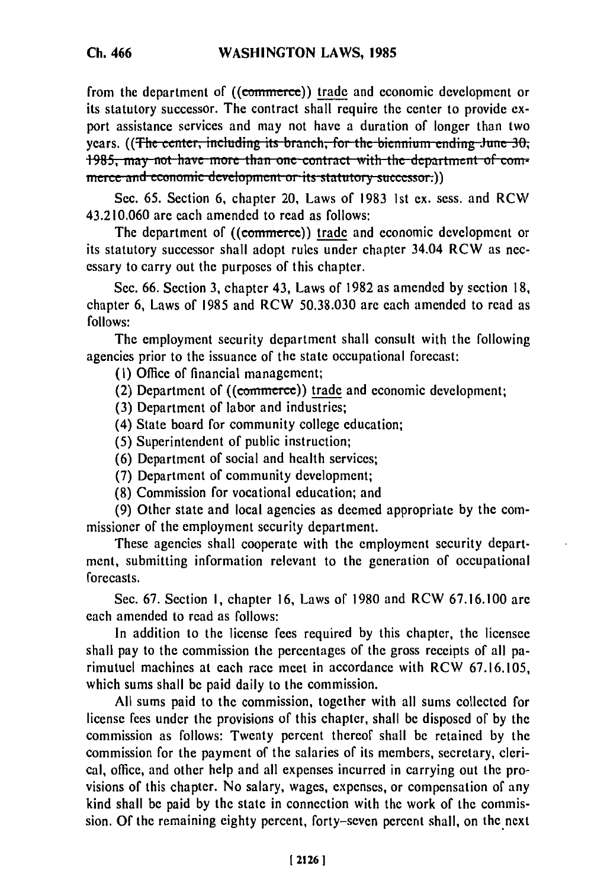from the department of ((commerce)) trade and economic development or its statutory successor. The contract shall require the center to provide export assistance services and may not have a duration of longer than two years. ((~~The center, including its branch, for the biennium ending June 30, 1985, may not have more than one contract with the department of commerce and economic development or its statutory successor.~~))

Sec. 65. Section 6, chapter 20, Laws of 1983 1st ex. sess. and RCW 43.210.060 are each amended to read as follows:

The department of ((commerce)) trade and economic development or its statutory successor shall adopt rules under chapter 34.04 RCW as necessary to carry out the purposes of this chapter.

Sec. 66. Section 3, chapter 43, Laws of 1982 as amended by section 18, chapter 6, Laws of 1985 and RCW 50.38.030 are each amended to read as follows:

The employment security department shall consult with the following agencies prior to the issuance of the state occupational forecast:

(1) Office of financial management;

(2) Department of ((commerce)) trade and economic development;

(3) Department of labor and industries;

(4) State board for community college education;

(5) Superintendent of public instruction;

(6) Department of social and health services;

(7) Department of community development;

(8) Commission for vocational education; and

(9) Other state and local agencies as deemed appropriate by the commissioner of the employment security department.

These agencies shall cooperate with the employment security department, submitting information relevant to the generation of occupational forecasts.

Sec. 67. Section 1, chapter 16, Laws of 1980 and RCW 67.16.100 are each amended to read as follows:

In addition to the license fees required by this chapter, the licensee shall pay to the commission the percentages of the gross receipts of all parimutuel machines at each race meet in accordance with RCW 67.16.105, which sums shall be paid daily to the commission.

All sums paid to the commission, together with all sums collected for license fees under the provisions of this chapter, shall be disposed of by the commission as follows: Twenty percent thereof shall be retained by the commission for the payment of the salaries of its members, secretary, clerical, office, and other help and all expenses incurred in carrying out the provisions of this chapter. No salary, wages, expenses, or compensation of any kind shall be paid by the state in connection with the work of the commission. Of the remaining eighty percent, forty-seven percent shall, on the next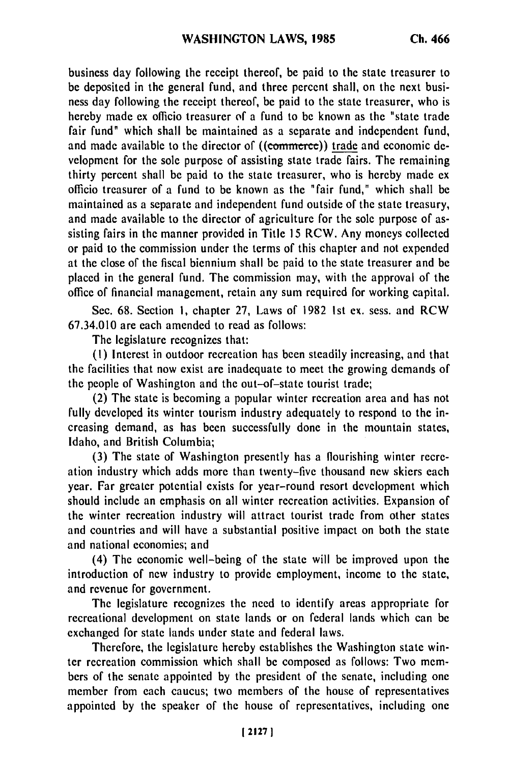business day following the receipt thereof, be paid to the state treasurer to be deposited in the general fund, and three percent shall, on the next business day following the receipt thereof, be paid to the state treasurer, who is hereby made ex officio treasurer of a fund to be known as the "state trade fair fund" which shall be maintained as a separate and independent fund, and made available to the director of ((~~commerce~~)) <u>trade</u> and economic development for the sole purpose of assisting state trade fairs. The remaining thirty percent shall be paid to the state treasurer, who is hereby made ex officio treasurer of a fund to be known as the "fair fund," which shall be maintained as a separate and independent fund outside of the state treasury, and made available to the director of agriculture for the sole purpose of assisting fairs in the manner provided in Title 15 RCW. Any moneys collected or paid to the commission under the terms of this chapter and not expended at the close of the fiscal biennium shall be paid to the state treasurer and be placed in the general fund. The commission may, with the approval of the office of financial management, retain any sum required for working capital.

Sec. 68. Section 1, chapter 27, Laws of 1982 1st ex. sess. and RCW 67.34.010 are each amended to read as follows:

The legislature recognizes that:

(1) Interest in outdoor recreation has been steadily increasing, and that the facilities that now exist are inadequate to meet the growing demands of the people of Washington and the out-of-state tourist trade;

(2) The state is becoming a popular winter recreation area and has not fully developed its winter tourism industry adequately to respond to the increasing demand, as has been successfully done in the mountain states, Idaho, and British Columbia;

(3) The state of Washington presently has a flourishing winter recreation industry which adds more than twenty-five thousand new skiers each year. Far greater potential exists for year-round resort development which should include an emphasis on all winter recreation activities. Expansion of the winter recreation industry will attract tourist trade from other states and countries and will have a substantial positive impact on both the state and national economies; and

(4) The economic well-being of the state will be improved upon the introduction of new industry to provide employment, income to the state, and revenue for government.

The legislature recognizes the need to identify areas appropriate for recreational development on state lands or on federal lands which can be exchanged for state lands under state and federal laws.

Therefore, the legislature hereby establishes the Washington state winter recreation commission which shall be composed as follows: Two members of the senate appointed by the president of the senate, including one member from each caucus; two members of the house of representatives appointed by the speaker of the house of representatives, including one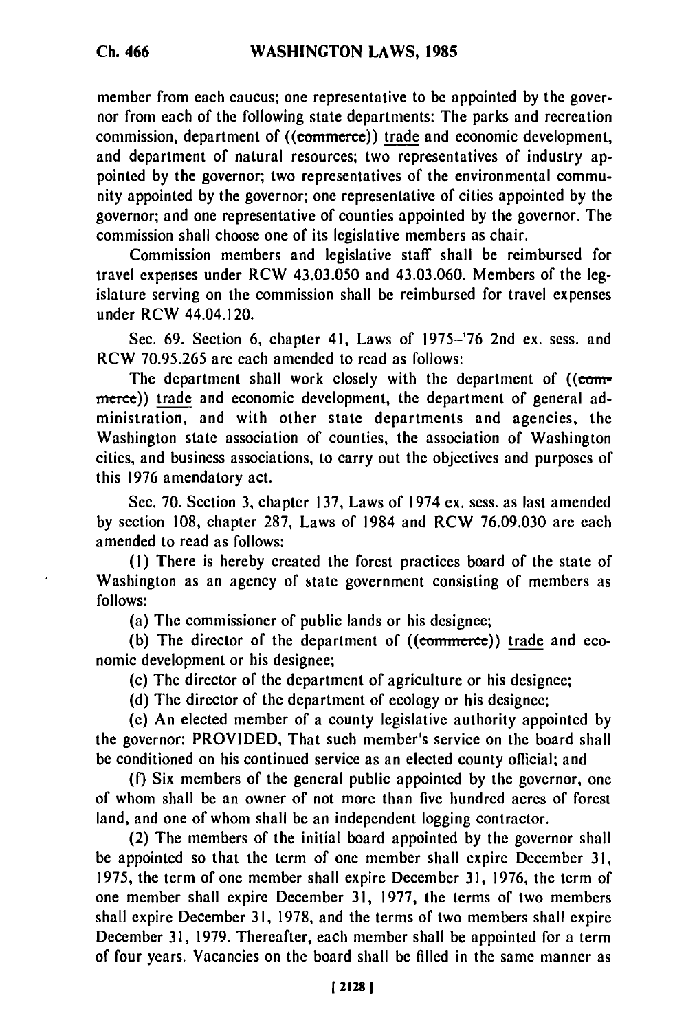member from each caucus; one representative to be appointed by the governor from each of the following state departments: The parks and recreation commission, department of ((~~commerce~~)) trade and economic development, and department of natural resources; two representatives of industry appointed by the governor; two representatives of the environmental community appointed by the governor; one representative of cities appointed by the governor; and one representative of counties appointed by the governor. The commission shall choose one of its legislative members as chair.

Commission members and legislative staff shall be reimbursed for travel expenses under RCW 43.03.050 and 43.03.060. Members of the legislature serving on the commission shall be reimbursed for travel expenses under RCW 44.04.120.

Sec. 69. Section 6, chapter 41, Laws of 1975–'76 2nd ex. sess. and RCW 70.95.265 are each amended to read as follows:

The department shall work closely with the department of ((~~commerce~~)) trade and economic development, the department of general administration, and with other state departments and agencies, the Washington state association of counties, the association of Washington cities, and business associations, to carry out the objectives and purposes of this 1976 amendatory act.

Sec. 70. Section 3, chapter 137, Laws of 1974 ex. sess. as last amended by section 108, chapter 287, Laws of 1984 and RCW 76.09.030 are each amended to read as follows:

(1) There is hereby created the forest practices board of the state of Washington as an agency of state government consisting of members as follows:

(a) The commissioner of public lands or his designee;

(b) The director of the department of ((~~commerce~~)) trade and economic development or his designee;

(c) The director of the department of agriculture or his designee;

(d) The director of the department of ecology or his designee;

(e) An elected member of a county legislative authority appointed by the governor: PROVIDED, That such member's service on the board shall be conditioned on his continued service as an elected county official; and

(f) Six members of the general public appointed by the governor, one of whom shall be an owner of not more than five hundred acres of forest land, and one of whom shall be an independent logging contractor.

(2) The members of the initial board appointed by the governor shall be appointed so that the term of one member shall expire December 31, 1975, the term of one member shall expire December 31, 1976, the term of one member shall expire December 31, 1977, the terms of two members shall expire December 31, 1978, and the terms of two members shall expire December 31, 1979. Thereafter, each member shall be appointed for a term of four years. Vacancies on the board shall be filled in the same manner as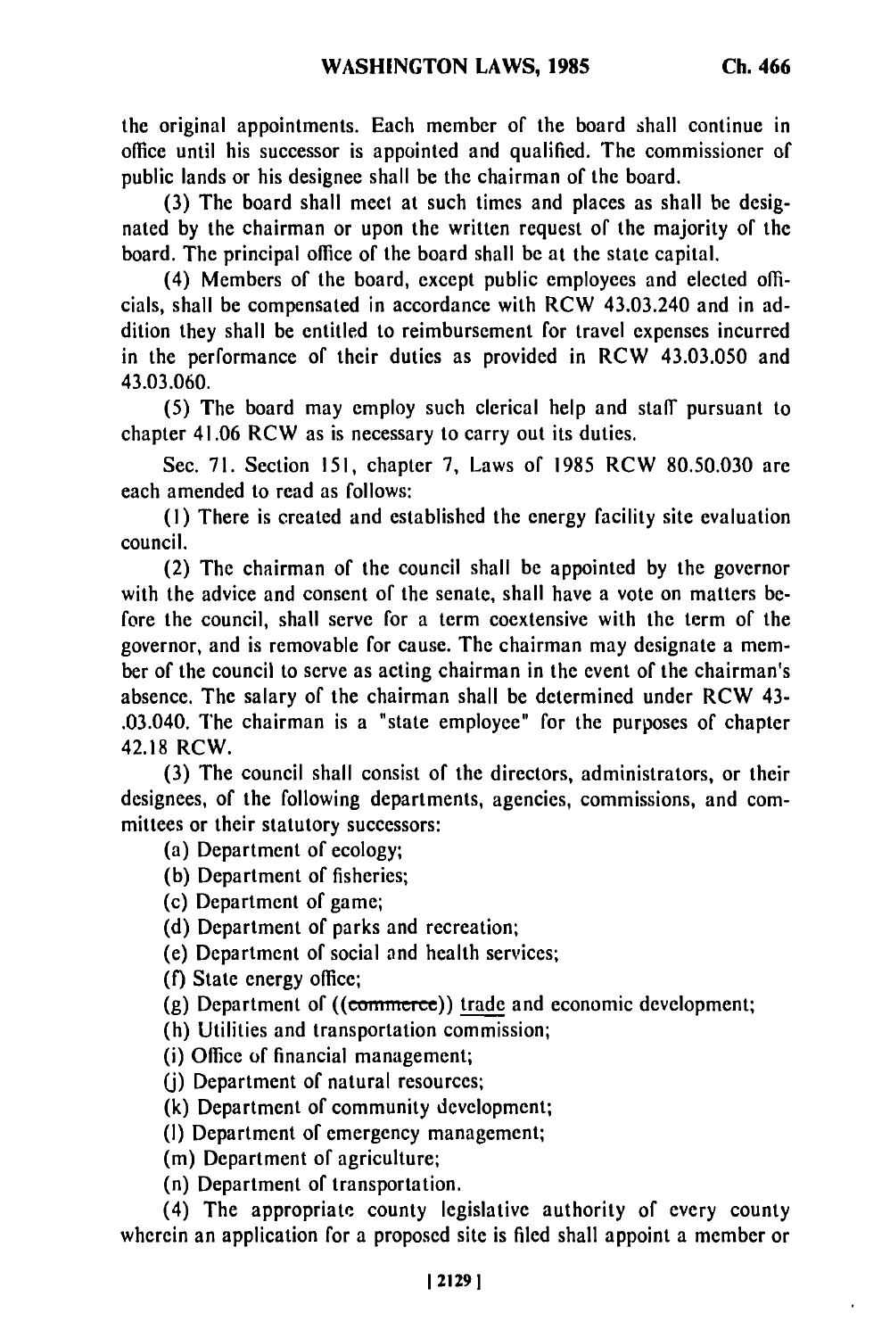the original appointments. Each member of the board shall continue in office until his successor is appointed and qualified. The commissioner of public lands or his designee shall be the chairman of the board.

(3) The board shall meet at such times and places as shall be designated by the chairman or upon the written request of the majority of the board. The principal office of the board shall be at the state capital.

(4) Members of the board, except public employees and elected officials, shall be compensated in accordance with RCW 43.03.240 and in addition they shall be entitled to reimbursement for travel expenses incurred in the performance of their duties as provided in RCW 43.03.050 and 43.03.060.

(5) The board may employ such clerical help and staff pursuant to chapter 41.06 RCW as is necessary to carry out its duties.

Sec. 71. Section 151, chapter 7, Laws of 1985 RCW 80.50.030 are each amended to read as follows:

(1) There is created and established the energy facility site evaluation council.

(2) The chairman of the council shall be appointed by the governor with the advice and consent of the senate, shall have a vote on matters before the council, shall serve for a term coextensive with the term of the governor, and is removable for cause. The chairman may designate a member of the council to serve as acting chairman in the event of the chairman's absence. The salary of the chairman shall be determined under RCW 43-.03.040. The chairman is a "state employee" for the purposes of chapter 42.18 RCW.

(3) The council shall consist of the directors, administrators, or their designees, of the following departments, agencies, commissions, and committees or their statutory successors:

(a) Department of ecology;

(b) Department of fisheries;

(c) Department of game;

(d) Department of parks and recreation;

(e) Department of social and health services;

(f) State energy office;

(g) Department of ((~~commerce~~)) trade and economic development;

(h) Utilities and transportation commission;

(i) Office of financial management;

(j) Department of natural resources;

(k) Department of community development;

(l) Department of emergency management;

(m) Department of agriculture;

(n) Department of transportation.

(4) The appropriate county legislative authority of every county wherein an application for a proposed site is filed shall appoint a member or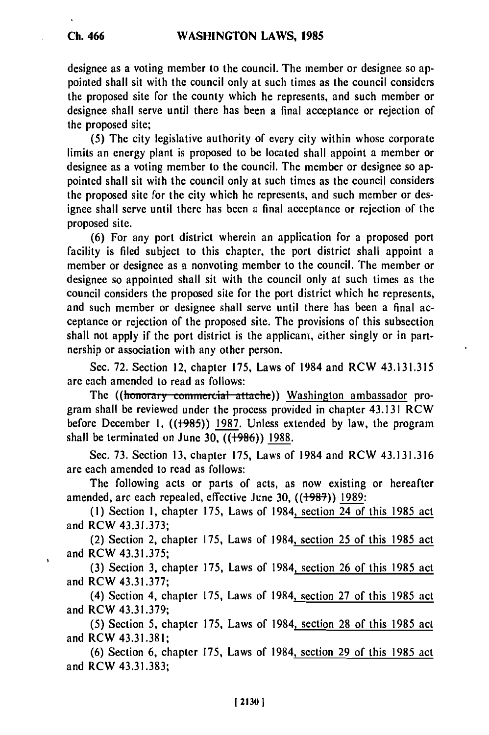designee as a voting member to the council. The member or designee so appointed shall sit with the council only at such times as the council considers the proposed site for the county which he represents, and such member or designee shall serve until there has been a final acceptance or rejection of the proposed site;

(5) The city legislative authority of every city within whose corporate limits an energy plant is proposed to be located shall appoint a member or designee as a voting member to the council. The member or designee so appointed shall sit with the council only at such times as the council considers the proposed site for the city which he represents, and such member or designee shall serve until there has been a final acceptance or rejection of the proposed site.

(6) For any port district wherein an application for a proposed port facility is filed subject to this chapter, the port district shall appoint a member or designee as a nonvoting member to the council. The member or designee so appointed shall sit with the council only at such times as the council considers the proposed site for the port district which he represents, and such member or designee shall serve until there has been a final acceptance or rejection of the proposed site. The provisions of this subsection shall not apply if the port district is the applicant, either singly or in partnership or association with any other person.

Sec. 72. Section 12, chapter 175, Laws of 1984 and RCW 43.131.315 are each amended to read as follows:

The ((~~honorary commercial attache~~)) Washington ambassador program shall be reviewed under the process provided in chapter 43.131 RCW before December 1, ((~~1985~~)) 1987. Unless extended by law, the program shall be terminated on June 30, ((~~1986~~)) 1988.

Sec. 73. Section 13, chapter 175, Laws of 1984 and RCW 43.131.316 are each amended to read as follows:

The following acts or parts of acts, as now existing or hereafter amended, are each repealed, effective June 30, ((~~1987~~)) 1989:

(1) Section 1, chapter 175, Laws of 1984, section 24 of this 1985 act and RCW 43.31.373;

(2) Section 2, chapter 175, Laws of 1984, section 25 of this 1985 act and RCW 43.31.375;

(3) Section 3, chapter 175, Laws of 1984, section 26 of this 1985 act and RCW 43.31.377;

(4) Section 4, chapter 175, Laws of 1984, section 27 of this 1985 act and RCW 43.31.379;

(5) Section 5, chapter 175, Laws of 1984, section 28 of this 1985 act and RCW 43.31.381;

(6) Section 6, chapter 175, Laws of 1984, section 29 of this 1985 act and RCW 43.31.383;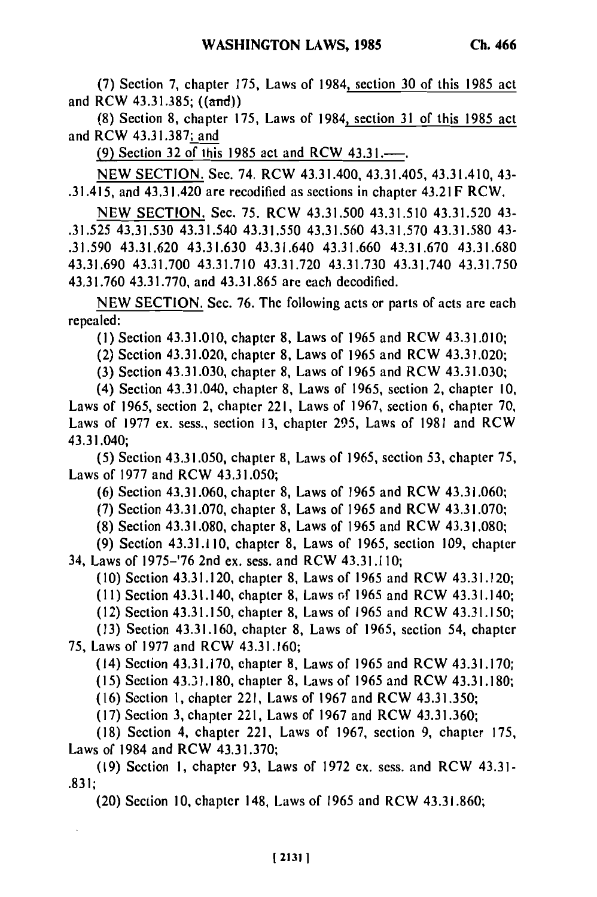(7) Section 7, chapter 175, Laws of 1984, section 30 of this 1985 act and RCW 43.31.385; ((and))

(8) Section 8, chapter 175, Laws of 1984, section 31 of this 1985 act and RCW 43.31.387; and

(9) Section 32 of this 1985 act and RCW 43.31.—.

NEW SECTION. Sec. 74. RCW 43.31.400, 43.31.405, 43.31.410, 43-.31.415, and 43.31.420 are recodified as sections in chapter 43.21F RCW.

NEW SECTION. Sec. 75. RCW 43.31.500 43.31.510 43.31.520 43-.31.525 43.31.530 43.31.540 43.31.550 43.31.560 43.31.570 43.31.580 43-.31.590 43.31.620 43.31.630 43.31.640 43.31.660 43.31.670 43.31.680 43.31.690 43.31.700 43.31.710 43.31.720 43.31.730 43.31.740 43.31.750 43.31.760 43.31.770, and 43.31.865 are each decodified.

NEW SECTION. Sec. 76. The following acts or parts of acts are each repealed:

(1) Section 43.31.010, chapter 8, Laws of 1965 and RCW 43.31.010;

(2) Section 43.31.020, chapter 8, Laws of 1965 and RCW 43.31.020;

(3) Section 43.31.030, chapter 8, Laws of 1965 and RCW 43.31.030;

(4) Section 43.31.040, chapter 8, Laws of 1965, section 2, chapter 10, Laws of 1965, section 2, chapter 221, Laws of 1967, section 6, chapter 70, Laws of 1977 ex. sess., section 13, chapter 295, Laws of 1981 and RCW 43.31.040;

(5) Section 43.31.050, chapter 8, Laws of 1965, section 53, chapter 75, Laws of 1977 and RCW 43.31.050;

(6) Section 43.31.060, chapter 8, Laws of 1965 and RCW 43.31.060;

(7) Section 43.31.070, chapter 8, Laws of 1965 and RCW 43.31.070;

(8) Section 43.31.080, chapter 8, Laws of 1965 and RCW 43.31.080;

(9) Section 43.31.110, chapter 8, Laws of 1965, section 109, chapter 34, Laws of 1975–'76 2nd ex. sess. and RCW 43.31.110;

(10) Section 43.31.120, chapter 8, Laws of 1965 and RCW 43.31.120;

(11) Section 43.31.140, chapter 8, Laws of 1965 and RCW 43.31.140;

(12) Section 43.31.150, chapter 8, Laws of 1965 and RCW 43.31.150;

(13) Section 43.31.160, chapter 8, Laws of 1965, section 54, chapter 75, Laws of 1977 and RCW 43.31.160;

(14) Section 43.31.170, chapter 8, Laws of 1965 and RCW 43.31.170;

(15) Section 43.31.180, chapter 8, Laws of 1965 and RCW 43.31.180;

(16) Section 1, chapter 221, Laws of 1967 and RCW 43.31.350;

(17) Section 3, chapter 221, Laws of 1967 and RCW 43.31.360;

(18) Section 4, chapter 221, Laws of 1967, section 9, chapter 175, Laws of 1984 and RCW 43.31.370;

(19) Section 1, chapter 93, Laws of 1972 ex. sess. and RCW 43.31-.831;

(20) Section 10, chapter 148, Laws of 1965 and RCW 43.31.860;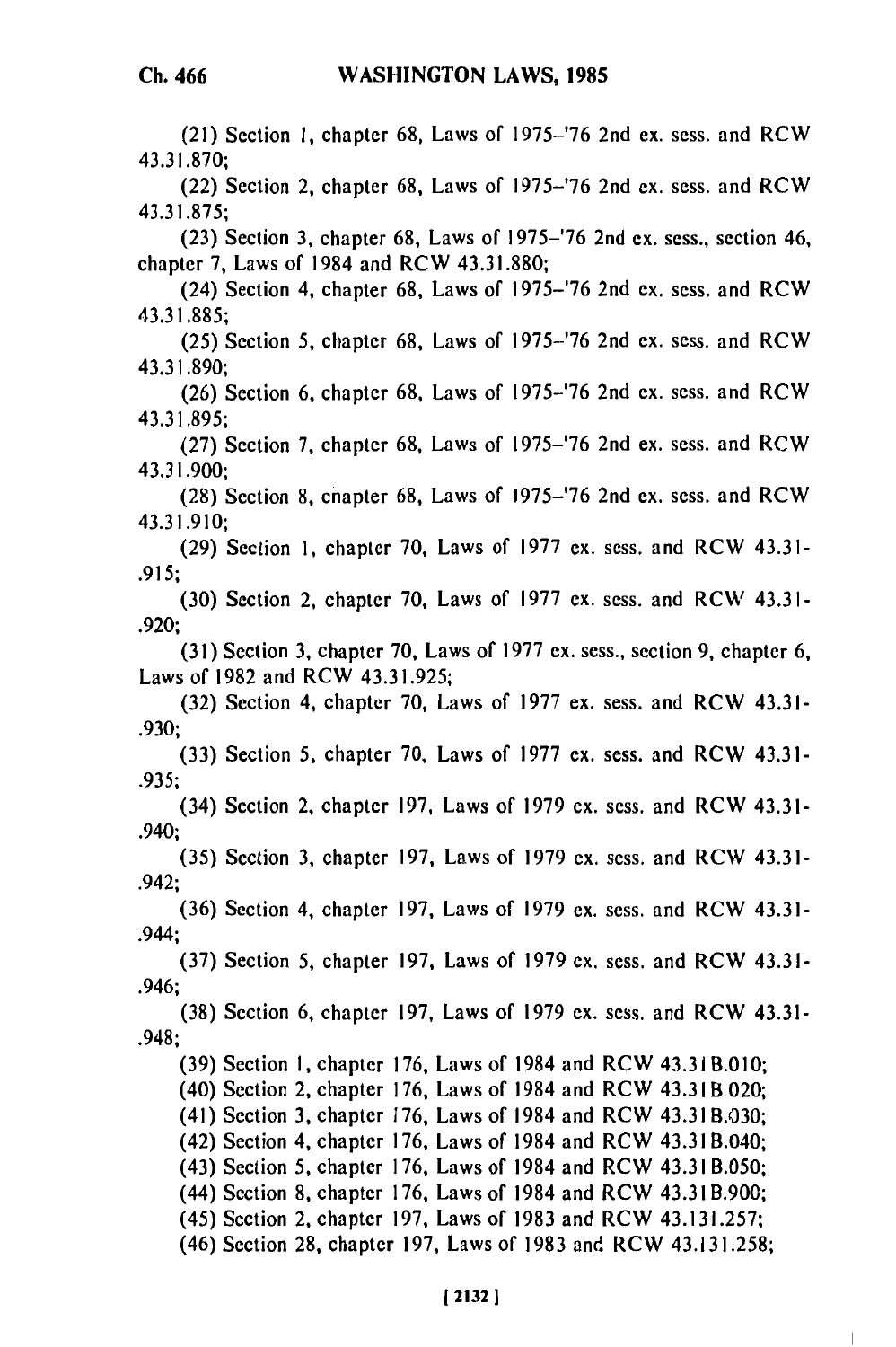(21) Section 1, chapter 68, Laws of 1975–'76 2nd ex. sess. and RCW 43.31.870;

(22) Section 2, chapter 68, Laws of 1975–'76 2nd ex. sess. and RCW 43.31.875;

(23) Section 3, chapter 68, Laws of 1975–'76 2nd ex. sess., section 46, chapter 7, Laws of 1984 and RCW 43.31.880;

(24) Section 4, chapter 68, Laws of 1975–'76 2nd ex. sess. and RCW 43.31.885;

(25) Section 5, chapter 68, Laws of 1975–'76 2nd ex. sess. and RCW 43.31.890;

(26) Section 6, chapter 68, Laws of 1975–'76 2nd ex. sess. and RCW 43.31.895;

(27) Section 7, chapter 68, Laws of 1975–'76 2nd ex. sess. and RCW 43.31.900;

(28) Section 8, chapter 68, Laws of 1975–'76 2nd ex. sess. and RCW 43.31.910;

(29) Section 1, chapter 70, Laws of 1977 ex. sess. and RCW 43.31-.915;

(30) Section 2, chapter 70, Laws of 1977 ex. sess. and RCW 43.31-.920;

(31) Section 3, chapter 70, Laws of 1977 ex. sess., section 9, chapter 6, Laws of 1982 and RCW 43.31.925;

(32) Section 4, chapter 70, Laws of 1977 ex. sess. and RCW 43.31-.930;

(33) Section 5, chapter 70, Laws of 1977 ex. sess. and RCW 43.31-.935;

(34) Section 2, chapter 197, Laws of 1979 ex. sess. and RCW 43.31-.940;

(35) Section 3, chapter 197, Laws of 1979 ex. sess. and RCW 43.31-.942;

(36) Section 4, chapter 197, Laws of 1979 ex. sess. and RCW 43.31-.944;

(37) Section 5, chapter 197, Laws of 1979 ex. sess. and RCW 43.31-.946;

(38) Section 6, chapter 197, Laws of 1979 ex. sess. and RCW 43.31-.948;

(39) Section 1, chapter 176, Laws of 1984 and RCW 43.31B.010;

(40) Section 2, chapter 176, Laws of 1984 and RCW 43.31B.020;

(41) Section 3, chapter 176, Laws of 1984 and RCW 43.31B.030;

(42) Section 4, chapter 176, Laws of 1984 and RCW 43.31B.040;

(43) Section 5, chapter 176, Laws of 1984 and RCW 43.31B.050;

(44) Section 8, chapter 176, Laws of 1984 and RCW 43.31B.900;

(45) Section 2, chapter 197, Laws of 1983 and RCW 43.131.257;

(46) Section 28, chapter 197, Laws of 1983 and RCW 43.131.258;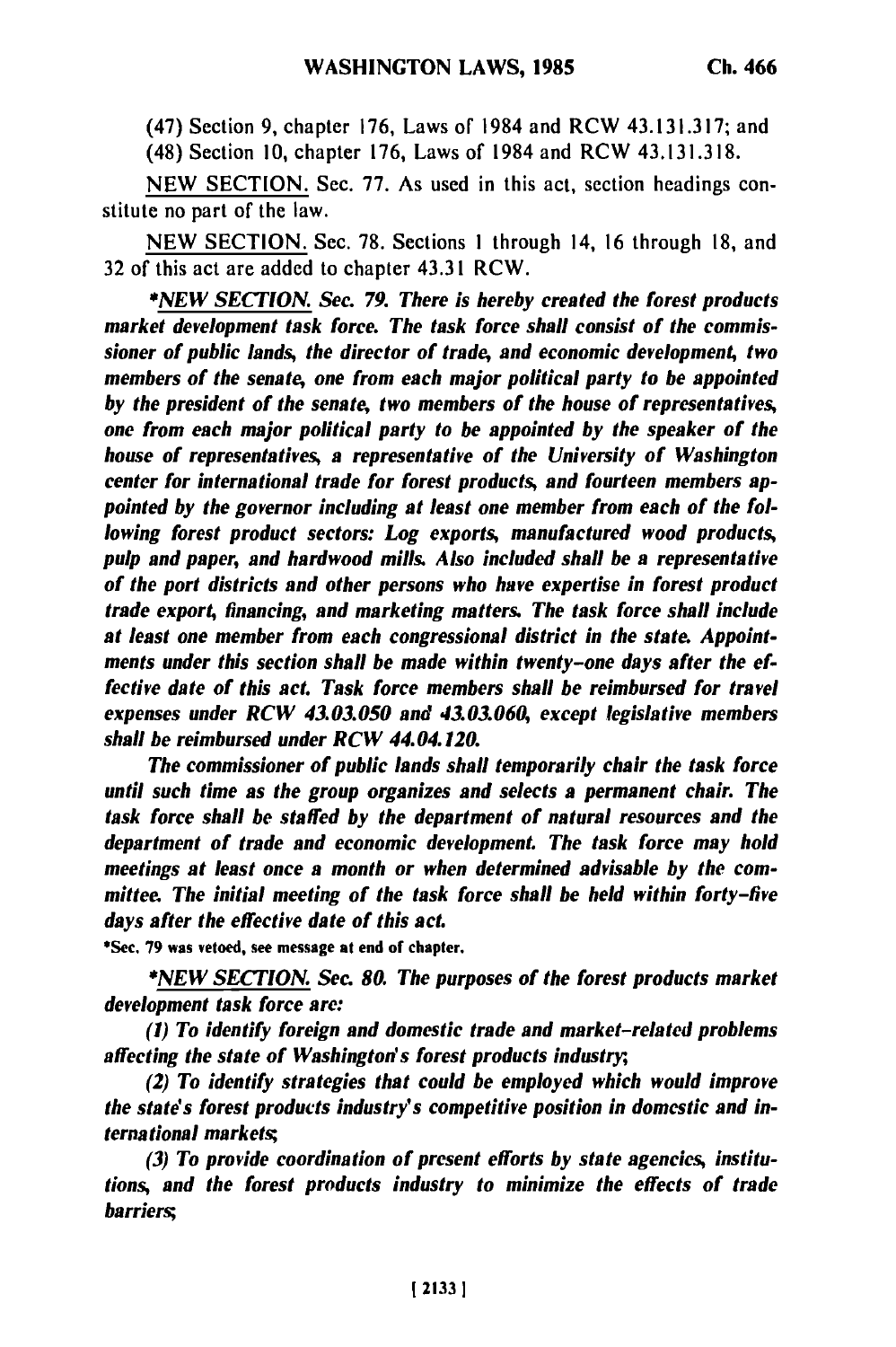(47) Section 9, chapter 176, Laws of 1984 and RCW 43.131.317; and

(48) Section 10, chapter 176, Laws of 1984 and RCW 43.131.318.

NEW SECTION. Sec. 77. As used in this act, section headings constitute no part of the law.

NEW SECTION. Sec. 78. Sections 1 through 14, 16 through 18, and 32 of this act are added to chapter 43.31 RCW.

**\****NEW SECTION. Sec. 79. There is hereby created the forest products market development task force. The task force shall consist of the commissioner of public lands, the director of trade, and economic development, two members of the senate, one from each major political party to be appointed by the president of the senate, two members of the house of representatives, one from each major political party to be appointed by the speaker of the house of representatives, a representative of the University of Washington center for international trade for forest products, and fourteen members appointed by the governor including at least one member from each of the following forest product sectors: Log exports, manufactured wood products, pulp and paper, and hardwood mills. Also included shall be a representative of the port districts and other persons who have expertise in forest product trade export, financing, and marketing matters. The task force shall include at least one member from each congressional district in the state. Appointments under this section shall be made within twenty-one days after the effective date of this act. Task force members shall be reimbursed for travel expenses under RCW 43.03.050 and 43.03.060, except legislative members shall be reimbursed under RCW 44.04.120.*

*The commissioner of public lands shall temporarily chair the task force until such time as the group organizes and selects a permanent chair. The task force shall be staffed by the department of natural resources and the department of trade and economic development. The task force may hold meetings at least once a month or when determined advisable by the committee. The initial meeting of the task force shall be held within forty-five days after the effective date of this act.*

*Sec. 79 was vetoed, see message at end of chapter.

**\****NEW SECTION. Sec. 80. The purposes of the forest products market development task force are:*

*(1) To identify foreign and domestic trade and market-related problems affecting the state of Washington's forest products industry;*

*(2) To identify strategies that could be employed which would improve the state's forest products industry's competitive position in domestic and international markets;*

*(3) To provide coordination of present efforts by state agencies, institutions, and the forest products industry to minimize the effects of trade barriers;*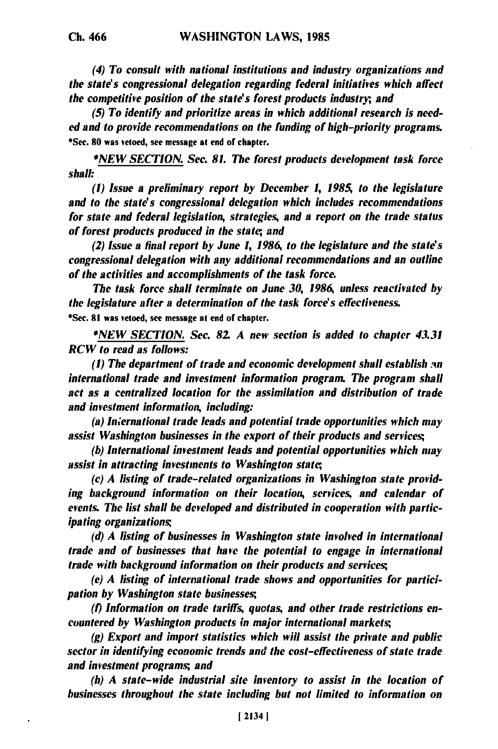*(4) To consult with national institutions and industry organizations and the state's congressional delegation regarding federal initiatives which affect the competitive position of the state's forest products industry; and*

*(5) To identify and prioritize areas in which additional research is needed and to provide recommendations on the funding of high-priority programs.*

*Sec. 80 was vetoed, see message at end of chapter.

**NEW SECTION.* *Sec. 81. The forest products development task force shall:*

*(1) Issue a preliminary report by December 1, 1985, to the legislature and to the state's congressional delegation which includes recommendations for state and federal legislation, strategies, and a report on the trade status of forest products produced in the state; and*

*(2) Issue a final report by June 1, 1986, to the legislature and the state's congressional delegation with any additional recommendations and an outline of the activities and accomplishments of the task force.*

*The task force shall terminate on June 30, 1986, unless reactivated by the legislature after a determination of the task force's effectiveness.*

*Sec. 81 was vetoed, see message at end of chapter.

**NEW SECTION.* *Sec. 82. A new section is added to chapter 43.31 RCW to read as follows:*

*(1) The department of trade and economic development shall establish an international trade and investment information program. The program shall act as a centralized location for the assimilation and distribution of trade and investment information, including:*

*(a) International trade leads and potential trade opportunities which may assist Washington businesses in the export of their products and services;*

*(b) International investment leads and potential opportunities which may assist in attracting investments to Washington state;*

*(c) A listing of trade-related organizations in Washington state providing background information on their location, services, and calendar of events. The list shall be developed and distributed in cooperation with participating organizations;*

*(d) A listing of businesses in Washington state involved in international trade and of businesses that have the potential to engage in international trade with background information on their products and services;*

*(e) A listing of international trade shows and opportunities for participation by Washington state businesses;*

*(f) Information on trade tariffs, quotas, and other trade restrictions encountered by Washington products in major international markets;*

*(g) Export and import statistics which will assist the private and public sector in identifying economic trends and the cost-effectiveness of state trade and investment programs; and*

*(h) A state-wide industrial site inventory to assist in the location of businesses throughout the state including but not limited to information on*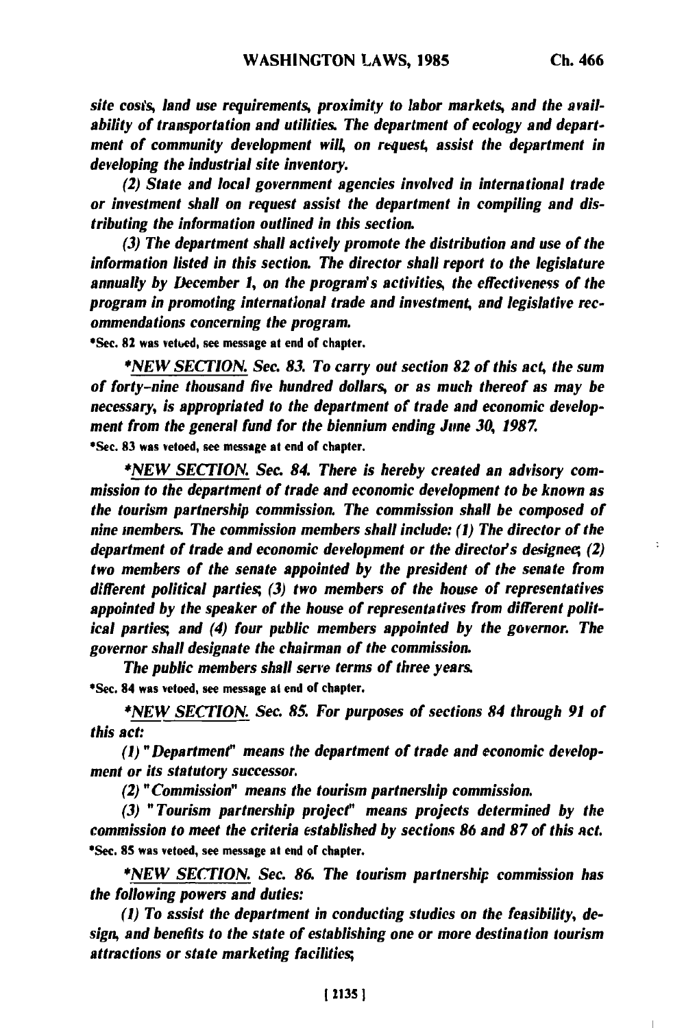*site costs, land use requirements, proximity to labor markets, and the availability of transportation and utilities. The department of ecology and department of community development will, on request, assist the department in developing the industrial site inventory.*

*(2) State and local government agencies involved in international trade or investment shall on request assist the department in compiling and distributing the information outlined in this section.*

*(3) The department shall actively promote the distribution and use of the information listed in this section. The director shall report to the legislature annually by December 1, on the program's activities, the effectiveness of the program in promoting international trade and investment, and legislative recommendations concerning the program.*

*Sec. 82 was vetoed, see message at end of chapter.

**NEW SECTION.* *Sec. 83. To carry out section 82 of this act, the sum of forty-nine thousand five hundred dollars, or as much thereof as may be necessary, is appropriated to the department of trade and economic development from the general fund for the biennium ending June 30, 1987.*

*Sec. 83 was vetoed, see message at end of chapter.

**NEW SECTION.* *Sec. 84. There is hereby created an advisory commission to the department of trade and economic development to be known as the tourism partnership commission. The commission shall be composed of nine members. The commission members shall include: (1) The director of the department of trade and economic development or the director's designee; (2) two members of the senate appointed by the president of the senate from different political parties; (3) two members of the house of representatives appointed by the speaker of the house of representatives from different political parties; and (4) four public members appointed by the governor. The governor shall designate the chairman of the commission.*

*The public members shall serve terms of three years.*

*Sec. 84 was vetoed, see message at end of chapter.

**NEW SECTION.* *Sec. 85. For purposes of sections 84 through 91 of this act:*

*(1) "Department" means the department of trade and economic development or its statutory successor.*

*(2) "Commission" means the tourism partnership commission.*

*(3) "Tourism partnership project" means projects determined by the commission to meet the criteria established by sections 86 and 87 of this act.*

*Sec. 85 was vetoed, see message at end of chapter.

**NEW SECTION.* *Sec. 86. The tourism partnership commission has the following powers and duties:*

*(1) To assist the department in conducting studies on the feasibility, design, and benefits to the state of establishing one or more destination tourism attractions or state marketing facilities;*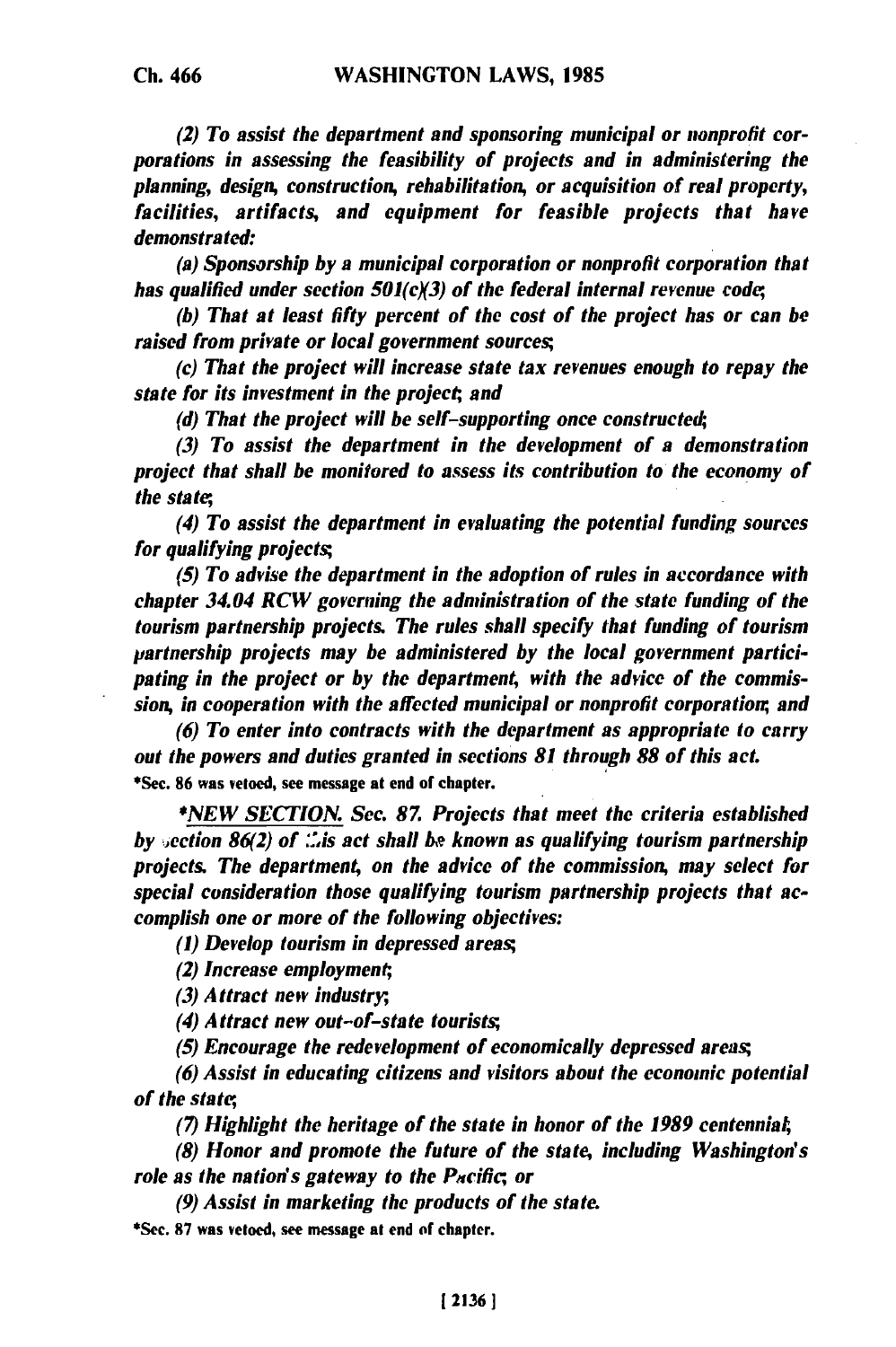*(2) To assist the department and sponsoring municipal or nonprofit corporations in assessing the feasibility of projects and in administering the planning, design, construction, rehabilitation, or acquisition of real property, facilities, artifacts, and equipment for feasible projects that have demonstrated:*

*(a) Sponsorship by a municipal corporation or nonprofit corporation that has qualified under section 501(c)(3) of the federal internal revenue code;*

*(b) That at least fifty percent of the cost of the project has or can be raised from private or local government sources;*

*(c) That the project will increase state tax revenues enough to repay the state for its investment in the project; and*

*(d) That the project will be self-supporting once constructed;*

*(3) To assist the department in the development of a demonstration project that shall be monitored to assess its contribution to the economy of the state;*

*(4) To assist the department in evaluating the potential funding sources for qualifying projects;*

*(5) To advise the department in the adoption of rules in accordance with chapter 34.04 RCW governing the administration of the state funding of the tourism partnership projects. The rules shall specify that funding of tourism partnership projects may be administered by the local government participating in the project or by the department, with the advice of the commission, in cooperation with the affected municipal or nonprofit corporation; and*

*(6) To enter into contracts with the department as appropriate to carry out the powers and duties granted in sections 81 through 88 of this act.*

*Sec. 86 was vetoed, see message at end of chapter.

**NEW SECTION.* *Sec. 87. Projects that meet the criteria established by section 86(2) of this act shall be known as qualifying tourism partnership projects. The department, on the advice of the commission, may select for special consideration those qualifying tourism partnership projects that accomplish one or more of the following objectives:*

*(1) Develop tourism in depressed areas;*

*(2) Increase employment;*

*(3) Attract new industry;*

*(4) Attract new out-of-state tourists;*

*(5) Encourage the redevelopment of economically depressed areas;*

*(6) Assist in educating citizens and visitors about the economic potential of the state;*

*(7) Highlight the heritage of the state in honor of the 1989 centennial;*

*(8) Honor and promote the future of the state, including Washington's role as the nation's gateway to the Pacific; or*

*(9) Assist in marketing the products of the state.*

*Sec. 87 was vetoed, see message at end of chapter.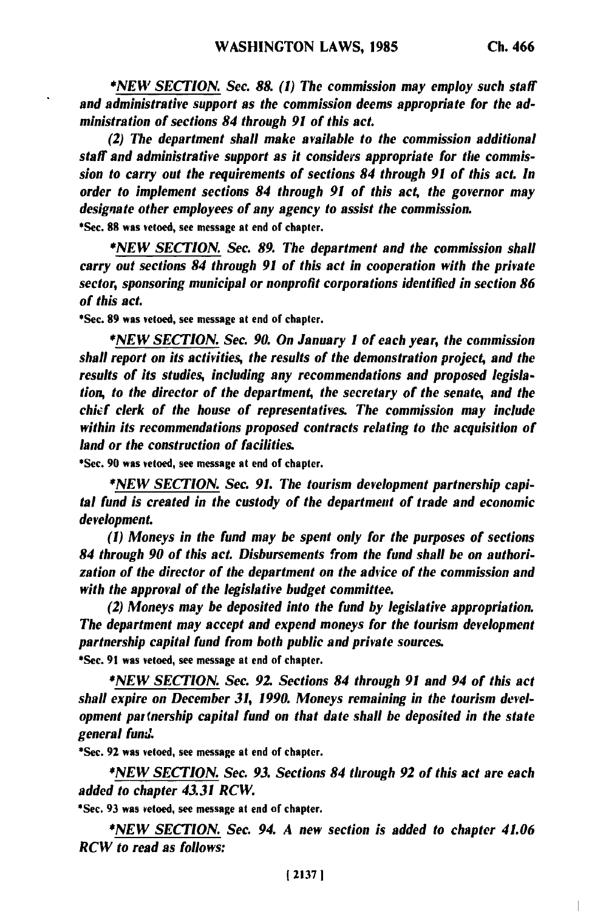*NEW SECTION. Sec. 88. (1) The commission may employ such staff and administrative support as the commission deems appropriate for the administration of sections 84 through 91 of this act.*

*(2) The department shall make available to the commission additional staff and administrative support as it considers appropriate for the commission to carry out the requirements of sections 84 through 91 of this act. In order to implement sections 84 through 91 of this act, the governor may designate other employees of any agency to assist the commission.*

*Sec. 88 was vetoed, see message at end of chapter.

*NEW SECTION. Sec. 89. The department and the commission shall carry out sections 84 through 91 of this act in cooperation with the private sector, sponsoring municipal or nonprofit corporations identified in section 86 of this act.*

*Sec. 89 was vetoed, see message at end of chapter.

*NEW SECTION. Sec. 90. On January 1 of each year, the commission shall report on its activities, the results of the demonstration project, and the results of its studies, including any recommendations and proposed legislation, to the director of the department, the secretary of the senate, and the chief clerk of the house of representatives. The commission may include within its recommendations proposed contracts relating to the acquisition of land or the construction of facilities.*

*Sec. 90 was vetoed, see message at end of chapter.

*NEW SECTION. Sec. 91. The tourism development partnership capital fund is created in the custody of the department of trade and economic development.*

*(1) Moneys in the fund may be spent only for the purposes of sections 84 through 90 of this act. Disbursements from the fund shall be on authorization of the director of the department on the advice of the commission and with the approval of the legislative budget committee.*

*(2) Moneys may be deposited into the fund by legislative appropriation. The department may accept and expend moneys for the tourism development partnership capital fund from both public and private sources.*

*Sec. 91 was vetoed, see message at end of chapter.

*NEW SECTION. Sec. 92. Sections 84 through 91 and 94 of this act shall expire on December 31, 1990. Moneys remaining in the tourism development partnership capital fund on that date shall be deposited in the state general fund.*

*Sec. 92 was vetoed, see message at end of chapter.

*NEW SECTION. Sec. 93. Sections 84 through 92 of this act are each added to chapter 43.31 RCW.*

*Sec. 93 was vetoed, see message at end of chapter.

*NEW SECTION. Sec. 94. A new section is added to chapter 41.06 RCW to read as follows:*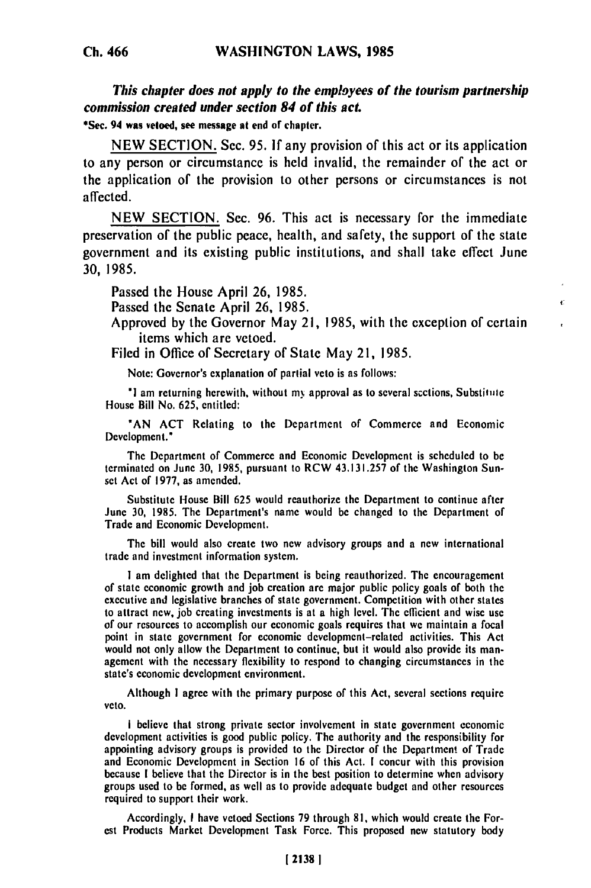*This chapter does not apply to the employees of the tourism partnership commission created under section 84 of this act.*

*Sec. 94 was vetoed, see message at end of chapter.

NEW SECTION. Sec. 95. If any provision of this act or its application to any person or circumstance is held invalid, the remainder of the act or the application of the provision to other persons or circumstances is not affected.

NEW SECTION. Sec. 96. This act is necessary for the immediate preservation of the public peace, health, and safety, the support of the state government and its existing public institutions, and shall take effect June 30, 1985.

Passed the House April 26, 1985.
Passed the Senate April 26, 1985.
Approved by the Governor May 21, 1985, with the exception of certain items which are vetoed.
Filed in Office of Secretary of State May 21, 1985.

Note: Governor's explanation of partial veto is as follows:

"I am returning herewith, without my approval as to several sections, Substitute House Bill No. 625, entitled:

"AN ACT Relating to the Department of Commerce and Economic Development."

The Department of Commerce and Economic Development is scheduled to be terminated on June 30, 1985, pursuant to RCW 43.131.257 of the Washington Sunset Act of 1977, as amended.

Substitute House Bill 625 would reauthorize the Department to continue after June 30, 1985. The Department's name would be changed to the Department of Trade and Economic Development.

The bill would also create two new advisory groups and a new international trade and investment information system.

I am delighted that the Department is being reauthorized. The encouragement of state economic growth and job creation are major public policy goals of both the executive and legislative branches of state government. Competition with other states to attract new, job creating investments is at a high level. The efficient and wise use of our resources to accomplish our economic goals requires that we maintain a focal point in state government for economic development-related activities. This Act would not only allow the Department to continue, but it would also provide its management with the necessary flexibility to respond to changing circumstances in the state's economic development environment.

Although I agree with the primary purpose of this Act, several sections require veto.

I believe that strong private sector involvement in state government economic development activities is good public policy. The authority and the responsibility for appointing advisory groups is provided to the Director of the Department of Trade and Economic Development in Section 16 of this Act. I concur with this provision because I believe that the Director is in the best position to determine when advisory groups used to be formed, as well as to provide adequate budget and other resources required to support their work.

Accordingly, I have vetoed Sections 79 through 81, which would create the Forest Products Market Development Task Force. This proposed new statutory body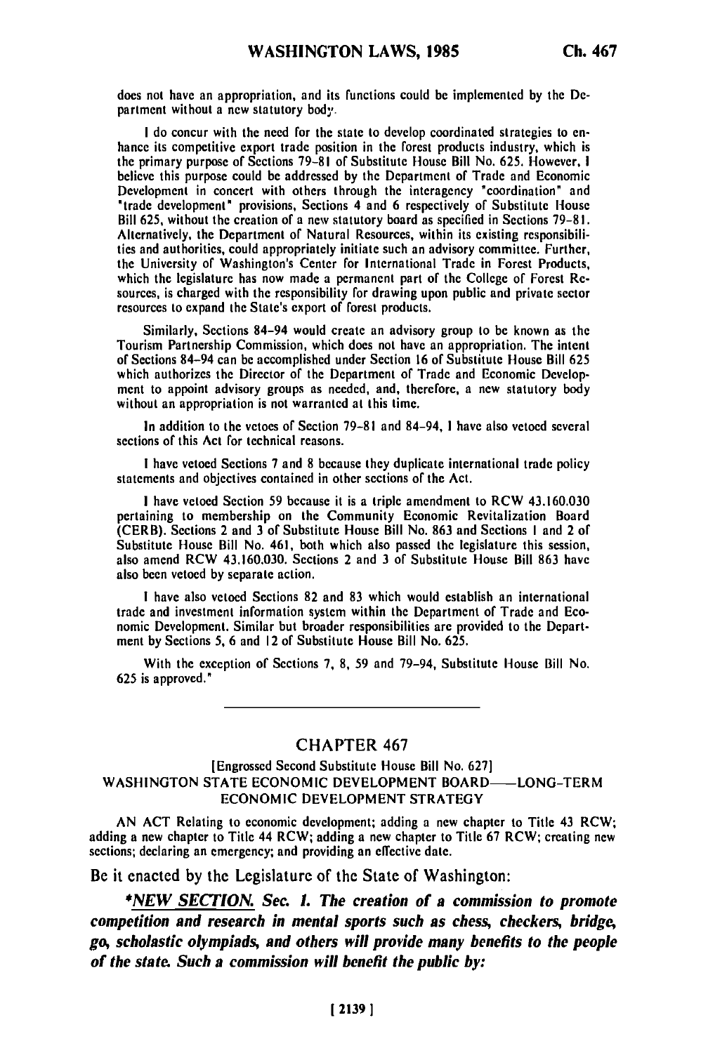does not have an appropriation, and its functions could be implemented by the Department without a new statutory body.

I do concur with the need for the state to develop coordinated strategies to enhance its competitive export trade position in the forest products industry, which is the primary purpose of Sections 79-81 of Substitute House Bill No. 625. However, I believe this purpose could be addressed by the Department of Trade and Economic Development in concert with others through the interagency "coordination" and "trade development" provisions, Sections 4 and 6 respectively of Substitute House Bill 625, without the creation of a new statutory board as specified in Sections 79-81. Alternatively, the Department of Natural Resources, within its existing responsibilities and authorities, could appropriately initiate such an advisory committee. Further, the University of Washington's Center for International Trade in Forest Products, which the legislature has now made a permanent part of the College of Forest Resources, is charged with the responsibility for drawing upon public and private sector resources to expand the State's export of forest products.

Similarly, Sections 84-94 would create an advisory group to be known as the Tourism Partnership Commission, which does not have an appropriation. The intent of Sections 84-94 can be accomplished under Section 16 of Substitute House Bill 625 which authorizes the Director of the Department of Trade and Economic Development to appoint advisory groups as needed, and, therefore, a new statutory body without an appropriation is not warranted at this time.

In addition to the vetoes of Section 79-81 and 84-94, I have also vetoed several sections of this Act for technical reasons.

I have vetoed Sections 7 and 8 because they duplicate international trade policy statements and objectives contained in other sections of the Act.

I have vetoed Section 59 because it is a triple amendment to RCW 43.160.030 pertaining to membership on the Community Economic Revitalization Board (CERB). Sections 2 and 3 of Substitute House Bill No. 863 and Sections 1 and 2 of Substitute House Bill No. 461, both which also passed the legislature this session, also amend RCW 43.160.030. Sections 2 and 3 of Substitute House Bill 863 have also been vetoed by separate action.

I have also vetoed Sections 82 and 83 which would establish an international trade and investment information system within the Department of Trade and Economic Development. Similar but broader responsibilities are provided to the Department by Sections 5, 6 and 12 of Substitute House Bill No. 625.

With the exception of Sections 7, 8, 59 and 79-94, Substitute House Bill No. 625 is approved."

---

## CHAPTER 467

[Engrossed Second Substitute House Bill No. 627]

WASHINGTON STATE ECONOMIC DEVELOPMENT BOARD——LONG-TERM ECONOMIC DEVELOPMENT STRATEGY

AN ACT Relating to economic development; adding a new chapter to Title 43 RCW; adding a new chapter to Title 44 RCW; adding a new chapter to Title 67 RCW; creating new sections; declaring an emergency; and providing an effective date.

Be it enacted by the Legislature of the State of Washington:

***NEW SECTION. Sec. 1. The creation of a commission to promote competition and research in mental sports such as chess, checkers, bridge, go, scholastic olympiads, and others will provide many benefits to the people of the state. Such a commission will benefit the public by:***